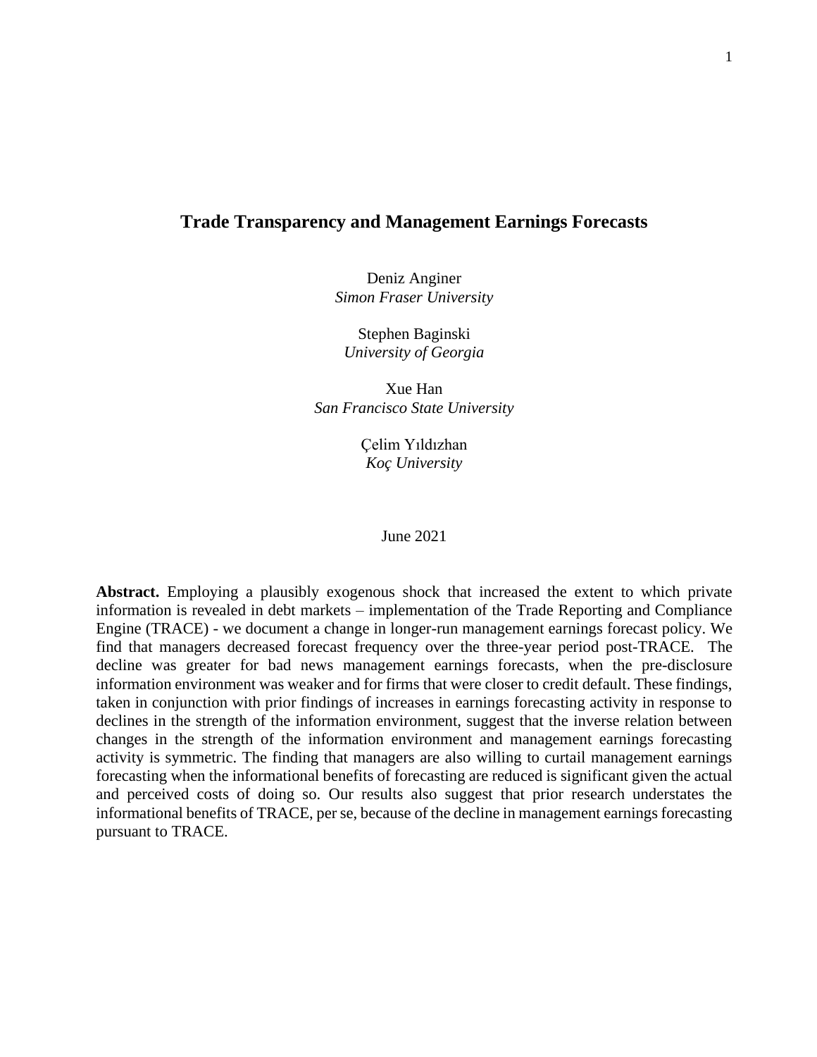# Trade Transparency and Management Earnings Forecasts

Deniz Anginer
*Simon Fraser University*

Stephen Baginski
*University of Georgia*

Xue Han
*San Francisco State University*

Çelim Yıldızhan
*Koç University*

June 2021

**Abstract.** Employing a plausibly exogenous shock that increased the extent to which private information is revealed in debt markets – implementation of the Trade Reporting and Compliance Engine (TRACE) - we document a change in longer-run management earnings forecast policy. We find that managers decreased forecast frequency over the three-year period post-TRACE. The decline was greater for bad news management earnings forecasts, when the pre-disclosure information environment was weaker and for firms that were closer to credit default. These findings, taken in conjunction with prior findings of increases in earnings forecasting activity in response to declines in the strength of the information environment, suggest that the inverse relation between changes in the strength of the information environment and management earnings forecasting activity is symmetric. The finding that managers are also willing to curtail management earnings forecasting when the informational benefits of forecasting are reduced is significant given the actual and perceived costs of doing so. Our results also suggest that prior research understates the informational benefits of TRACE, per se, because of the decline in management earnings forecasting pursuant to TRACE.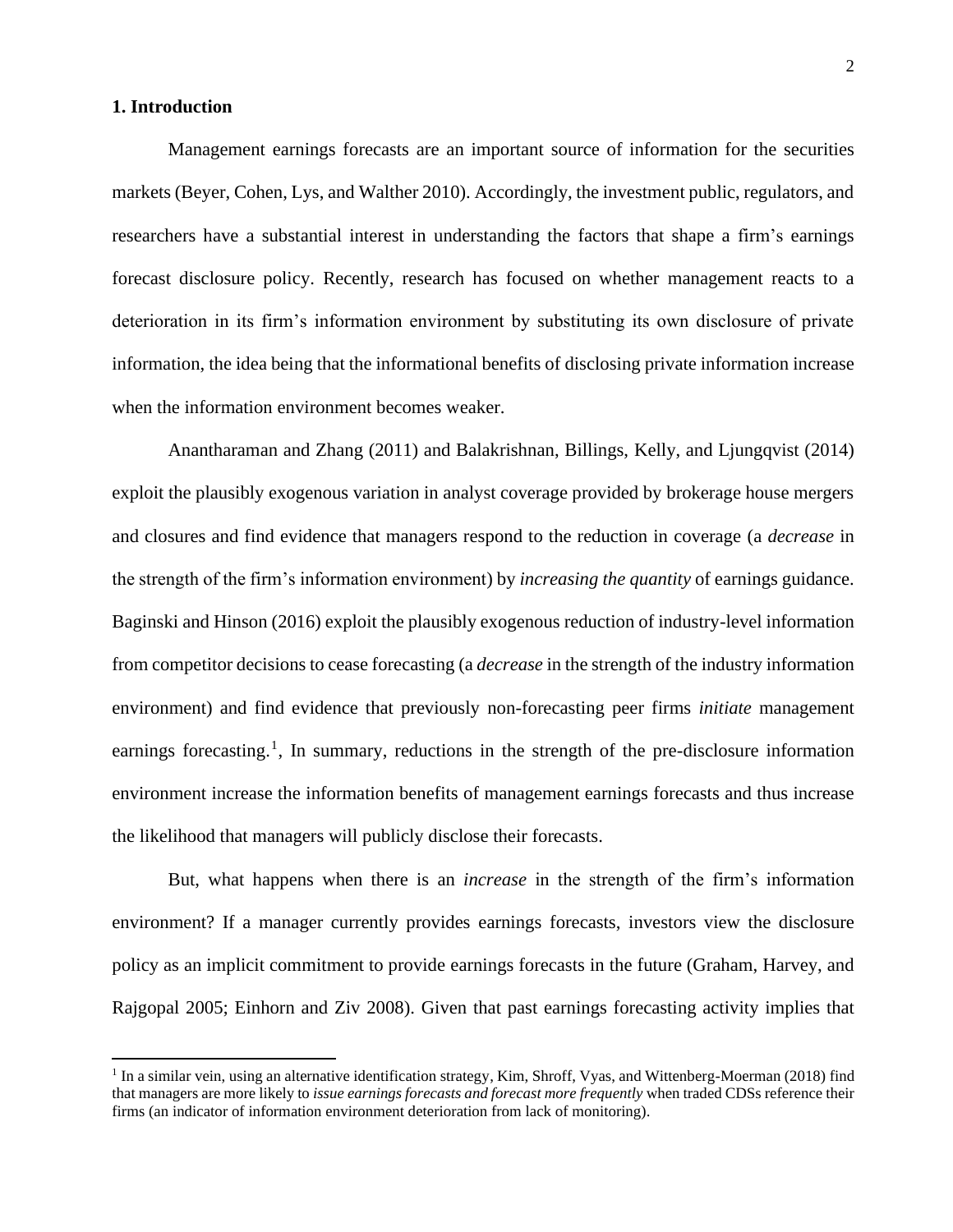## 1. Introduction

Management earnings forecasts are an important source of information for the securities markets (Beyer, Cohen, Lys, and Walther 2010). Accordingly, the investment public, regulators, and researchers have a substantial interest in understanding the factors that shape a firm's earnings forecast disclosure policy. Recently, research has focused on whether management reacts to a deterioration in its firm's information environment by substituting its own disclosure of private information, the idea being that the informational benefits of disclosing private information increase when the information environment becomes weaker.

Anantharaman and Zhang (2011) and Balakrishnan, Billings, Kelly, and Ljungqvist (2014) exploit the plausibly exogenous variation in analyst coverage provided by brokerage house mergers and closures and find evidence that managers respond to the reduction in coverage (a *decrease* in the strength of the firm's information environment) by *increasing the quantity* of earnings guidance. Baginski and Hinson (2016) exploit the plausibly exogenous reduction of industry-level information from competitor decisions to cease forecasting (a *decrease* in the strength of the industry information environment) and find evidence that previously non-forecasting peer firms *initiate* management earnings forecasting.[1], In summary, reductions in the strength of the pre-disclosure information environment increase the information benefits of management earnings forecasts and thus increase the likelihood that managers will publicly disclose their forecasts.

But, what happens when there is an *increase* in the strength of the firm's information environment? If a manager currently provides earnings forecasts, investors view the disclosure policy as an implicit commitment to provide earnings forecasts in the future (Graham, Harvey, and Rajgopal 2005; Einhorn and Ziv 2008). Given that past earnings forecasting activity implies that

[1] In a similar vein, using an alternative identification strategy, Kim, Shroff, Vyas, and Wittenberg-Moerman (2018) find that managers are more likely to *issue earnings forecasts and forecast more frequently* when traded CDSs reference their firms (an indicator of information environment deterioration from lack of monitoring).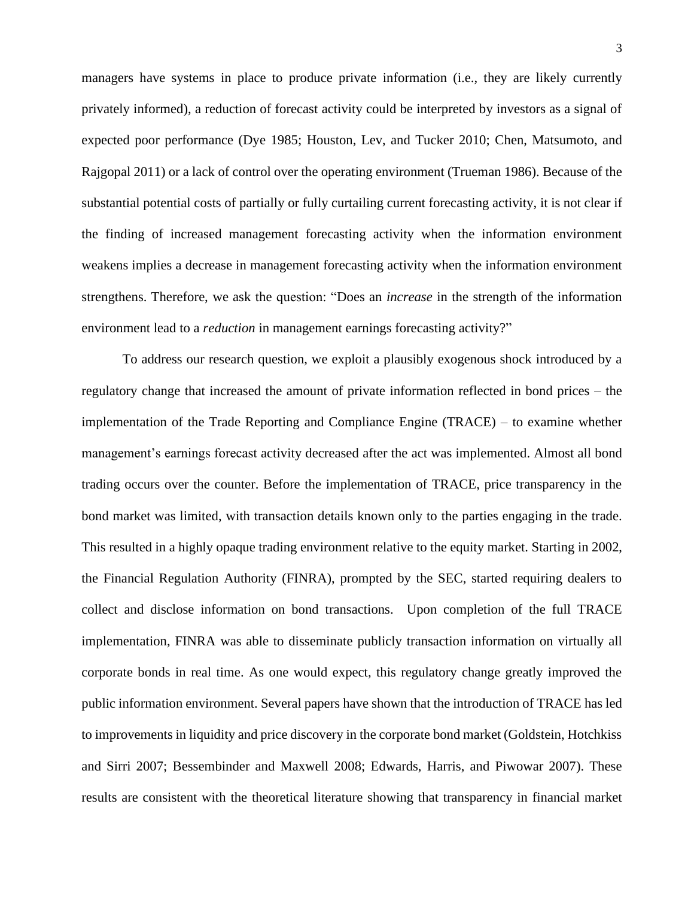managers have systems in place to produce private information (i.e., they are likely currently privately informed), a reduction of forecast activity could be interpreted by investors as a signal of expected poor performance (Dye 1985; Houston, Lev, and Tucker 2010; Chen, Matsumoto, and Rajgopal 2011) or a lack of control over the operating environment (Trueman 1986). Because of the substantial potential costs of partially or fully curtailing current forecasting activity, it is not clear if the finding of increased management forecasting activity when the information environment weakens implies a decrease in management forecasting activity when the information environment strengthens. Therefore, we ask the question: "Does an *increase* in the strength of the information environment lead to a *reduction* in management earnings forecasting activity?"

To address our research question, we exploit a plausibly exogenous shock introduced by a regulatory change that increased the amount of private information reflected in bond prices – the implementation of the Trade Reporting and Compliance Engine (TRACE) – to examine whether management's earnings forecast activity decreased after the act was implemented. Almost all bond trading occurs over the counter. Before the implementation of TRACE, price transparency in the bond market was limited, with transaction details known only to the parties engaging in the trade. This resulted in a highly opaque trading environment relative to the equity market. Starting in 2002, the Financial Regulation Authority (FINRA), prompted by the SEC, started requiring dealers to collect and disclose information on bond transactions. Upon completion of the full TRACE implementation, FINRA was able to disseminate publicly transaction information on virtually all corporate bonds in real time. As one would expect, this regulatory change greatly improved the public information environment. Several papers have shown that the introduction of TRACE has led to improvements in liquidity and price discovery in the corporate bond market (Goldstein, Hotchkiss and Sirri 2007; Bessembinder and Maxwell 2008; Edwards, Harris, and Piwowar 2007). These results are consistent with the theoretical literature showing that transparency in financial market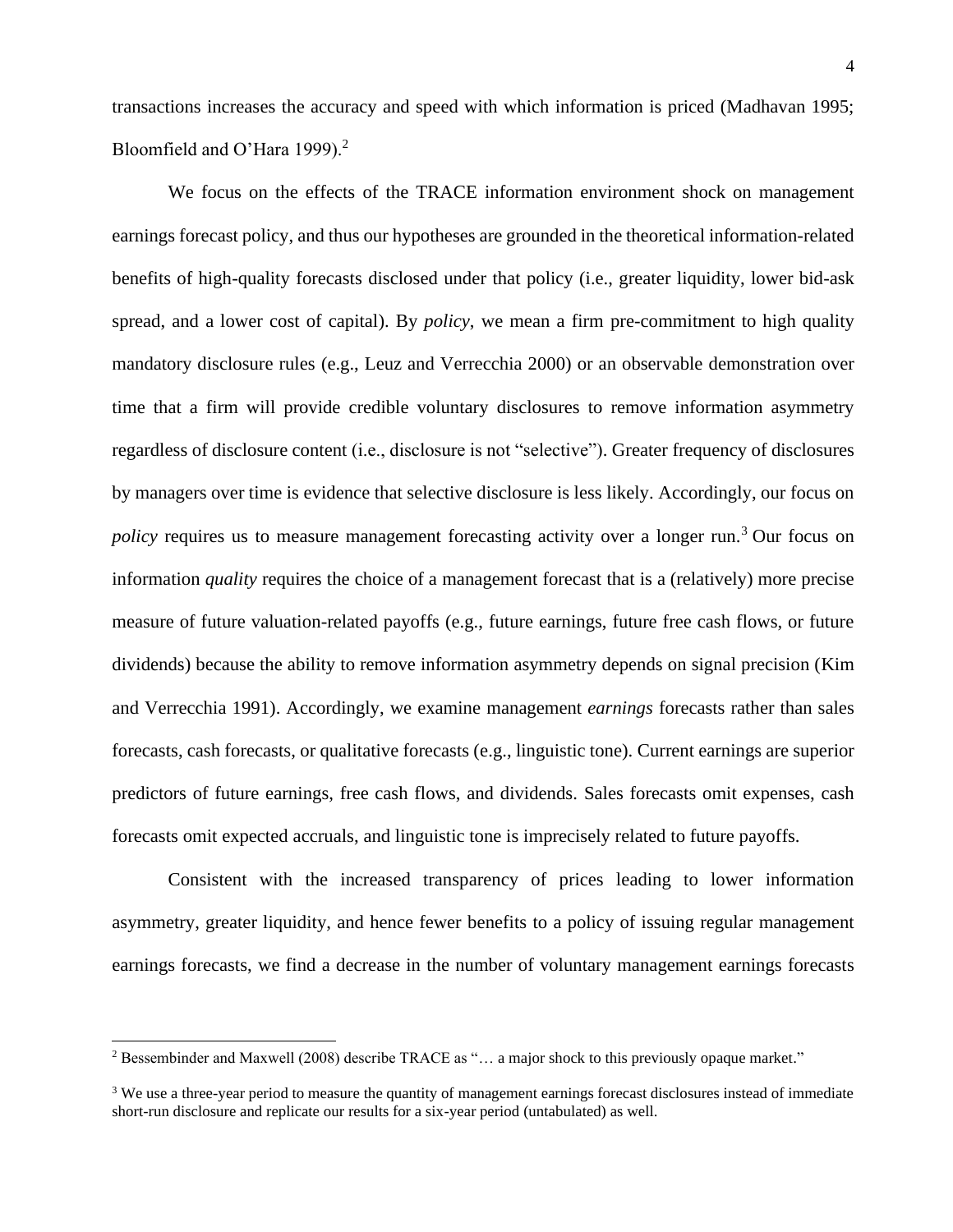transactions increases the accuracy and speed with which information is priced (Madhavan 1995; Bloomfield and O'Hara 1999).[2]

We focus on the effects of the TRACE information environment shock on management earnings forecast policy, and thus our hypotheses are grounded in the theoretical information-related benefits of high-quality forecasts disclosed under that policy (i.e., greater liquidity, lower bid-ask spread, and a lower cost of capital). By *policy*, we mean a firm pre-commitment to high quality mandatory disclosure rules (e.g., Leuz and Verrecchia 2000) or an observable demonstration over time that a firm will provide credible voluntary disclosures to remove information asymmetry regardless of disclosure content (i.e., disclosure is not "selective"). Greater frequency of disclosures by managers over time is evidence that selective disclosure is less likely. Accordingly, our focus on *policy* requires us to measure management forecasting activity over a longer run.[3] Our focus on information *quality* requires the choice of a management forecast that is a (relatively) more precise measure of future valuation-related payoffs (e.g., future earnings, future free cash flows, or future dividends) because the ability to remove information asymmetry depends on signal precision (Kim and Verrecchia 1991). Accordingly, we examine management *earnings* forecasts rather than sales forecasts, cash forecasts, or qualitative forecasts (e.g., linguistic tone). Current earnings are superior predictors of future earnings, free cash flows, and dividends. Sales forecasts omit expenses, cash forecasts omit expected accruals, and linguistic tone is imprecisely related to future payoffs.

Consistent with the increased transparency of prices leading to lower information asymmetry, greater liquidity, and hence fewer benefits to a policy of issuing regular management earnings forecasts, we find a decrease in the number of voluntary management earnings forecasts

---

[2] Bessembinder and Maxwell (2008) describe TRACE as "… a major shock to this previously opaque market."

[3] We use a three-year period to measure the quantity of management earnings forecast disclosures instead of immediate short-run disclosure and replicate our results for a six-year period (untabulated) as well.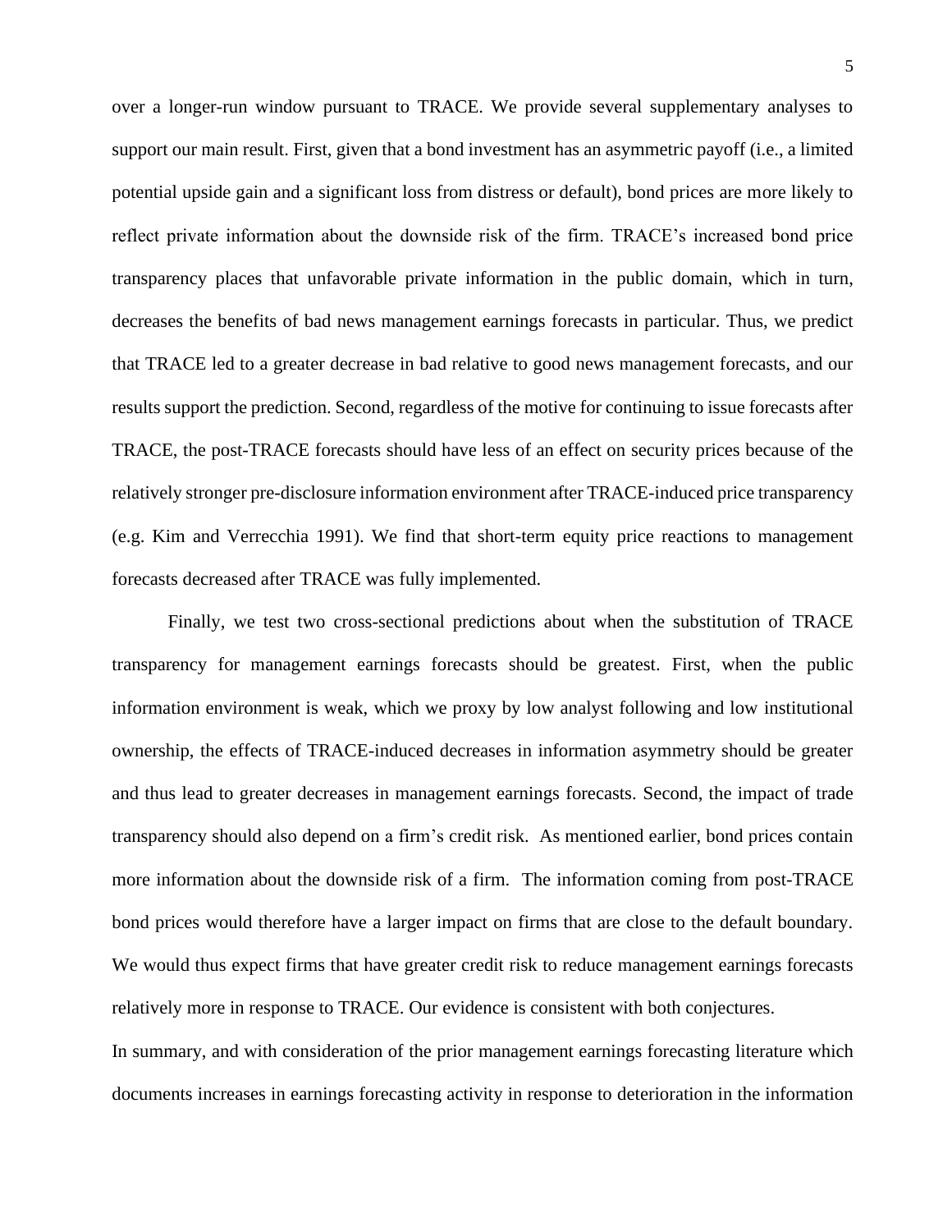over a longer-run window pursuant to TRACE. We provide several supplementary analyses to support our main result. First, given that a bond investment has an asymmetric payoff (i.e., a limited potential upside gain and a significant loss from distress or default), bond prices are more likely to reflect private information about the downside risk of the firm. TRACE's increased bond price transparency places that unfavorable private information in the public domain, which in turn, decreases the benefits of bad news management earnings forecasts in particular. Thus, we predict that TRACE led to a greater decrease in bad relative to good news management forecasts, and our results support the prediction. Second, regardless of the motive for continuing to issue forecasts after TRACE, the post-TRACE forecasts should have less of an effect on security prices because of the relatively stronger pre-disclosure information environment after TRACE-induced price transparency (e.g. Kim and Verrecchia 1991). We find that short-term equity price reactions to management forecasts decreased after TRACE was fully implemented.

Finally, we test two cross-sectional predictions about when the substitution of TRACE transparency for management earnings forecasts should be greatest. First, when the public information environment is weak, which we proxy by low analyst following and low institutional ownership, the effects of TRACE-induced decreases in information asymmetry should be greater and thus lead to greater decreases in management earnings forecasts. Second, the impact of trade transparency should also depend on a firm's credit risk. As mentioned earlier, bond prices contain more information about the downside risk of a firm. The information coming from post-TRACE bond prices would therefore have a larger impact on firms that are close to the default boundary. We would thus expect firms that have greater credit risk to reduce management earnings forecasts relatively more in response to TRACE. Our evidence is consistent with both conjectures.

In summary, and with consideration of the prior management earnings forecasting literature which documents increases in earnings forecasting activity in response to deterioration in the information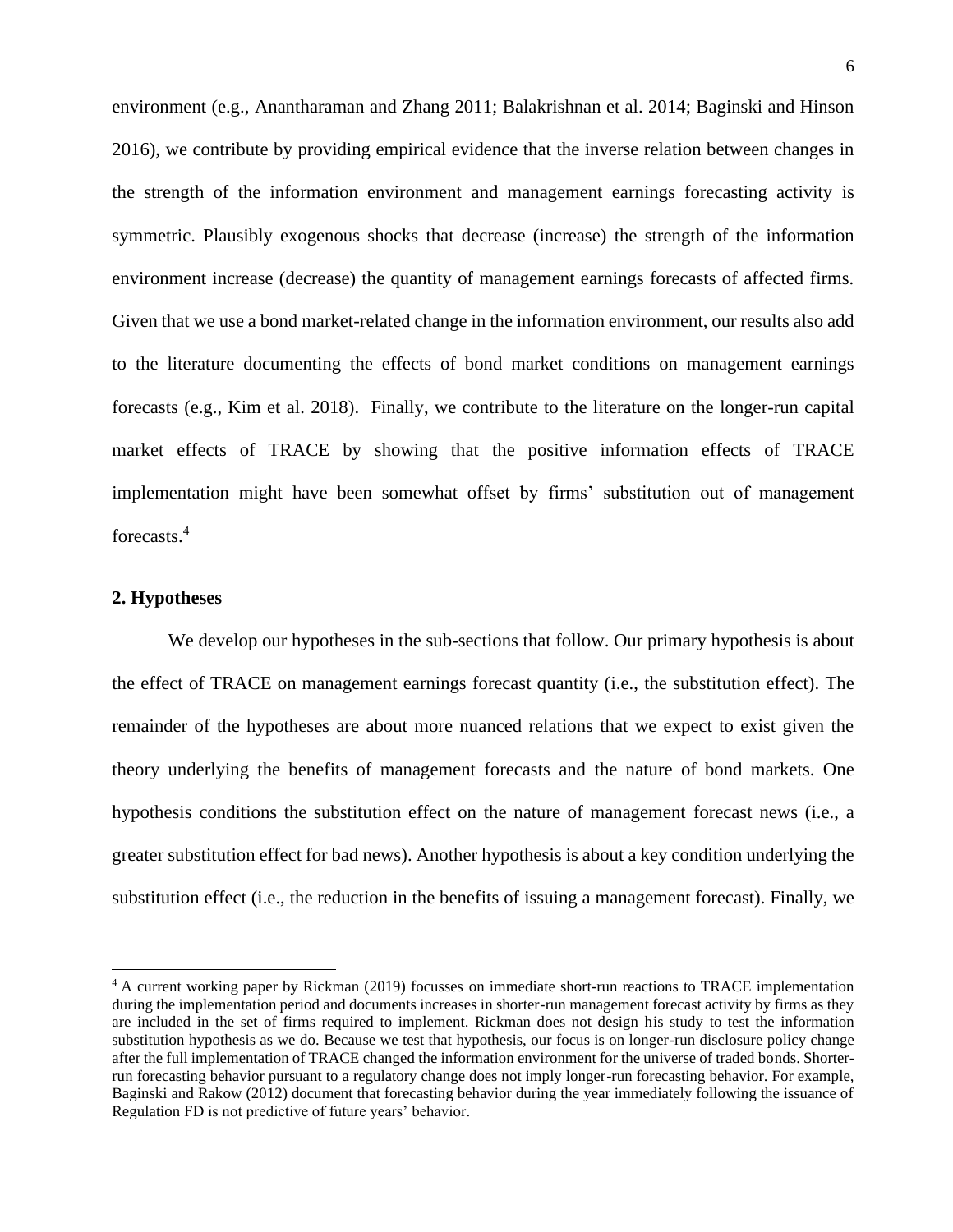environment (e.g., Anantharaman and Zhang 2011; Balakrishnan et al. 2014; Baginski and Hinson 2016), we contribute by providing empirical evidence that the inverse relation between changes in the strength of the information environment and management earnings forecasting activity is symmetric. Plausibly exogenous shocks that decrease (increase) the strength of the information environment increase (decrease) the quantity of management earnings forecasts of affected firms. Given that we use a bond market-related change in the information environment, our results also add to the literature documenting the effects of bond market conditions on management earnings forecasts (e.g., Kim et al. 2018). Finally, we contribute to the literature on the longer-run capital market effects of TRACE by showing that the positive information effects of TRACE implementation might have been somewhat offset by firms' substitution out of management forecasts.[4]

## 2. Hypotheses

We develop our hypotheses in the sub-sections that follow. Our primary hypothesis is about the effect of TRACE on management earnings forecast quantity (i.e., the substitution effect). The remainder of the hypotheses are about more nuanced relations that we expect to exist given the theory underlying the benefits of management forecasts and the nature of bond markets. One hypothesis conditions the substitution effect on the nature of management forecast news (i.e., a greater substitution effect for bad news). Another hypothesis is about a key condition underlying the substitution effect (i.e., the reduction in the benefits of issuing a management forecast). Finally, we

[4] A current working paper by Rickman (2019) focusses on immediate short-run reactions to TRACE implementation during the implementation period and documents increases in shorter-run management forecast activity by firms as they are included in the set of firms required to implement. Rickman does not design his study to test the information substitution hypothesis as we do. Because we test that hypothesis, our focus is on longer-run disclosure policy change after the full implementation of TRACE changed the information environment for the universe of traded bonds. Shorter-run forecasting behavior pursuant to a regulatory change does not imply longer-run forecasting behavior. For example, Baginski and Rakow (2012) document that forecasting behavior during the year immediately following the issuance of Regulation FD is not predictive of future years' behavior.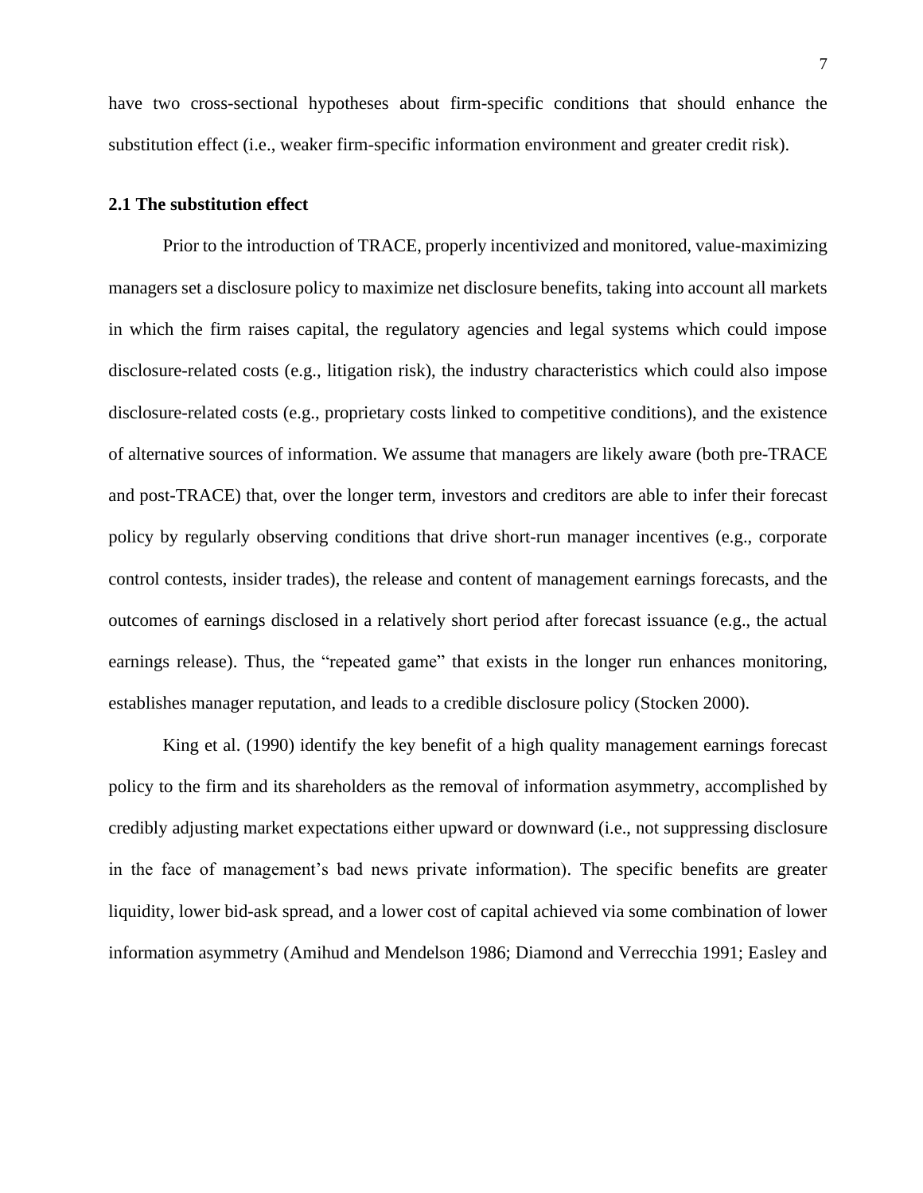have two cross-sectional hypotheses about firm-specific conditions that should enhance the substitution effect (i.e., weaker firm-specific information environment and greater credit risk).

## 2.1 The substitution effect

Prior to the introduction of TRACE, properly incentivized and monitored, value-maximizing managers set a disclosure policy to maximize net disclosure benefits, taking into account all markets in which the firm raises capital, the regulatory agencies and legal systems which could impose disclosure-related costs (e.g., litigation risk), the industry characteristics which could also impose disclosure-related costs (e.g., proprietary costs linked to competitive conditions), and the existence of alternative sources of information. We assume that managers are likely aware (both pre-TRACE and post-TRACE) that, over the longer term, investors and creditors are able to infer their forecast policy by regularly observing conditions that drive short-run manager incentives (e.g., corporate control contests, insider trades), the release and content of management earnings forecasts, and the outcomes of earnings disclosed in a relatively short period after forecast issuance (e.g., the actual earnings release). Thus, the "repeated game" that exists in the longer run enhances monitoring, establishes manager reputation, and leads to a credible disclosure policy (Stocken 2000).

King et al. (1990) identify the key benefit of a high quality management earnings forecast policy to the firm and its shareholders as the removal of information asymmetry, accomplished by credibly adjusting market expectations either upward or downward (i.e., not suppressing disclosure in the face of management's bad news private information). The specific benefits are greater liquidity, lower bid-ask spread, and a lower cost of capital achieved via some combination of lower information asymmetry (Amihud and Mendelson 1986; Diamond and Verrecchia 1991; Easley and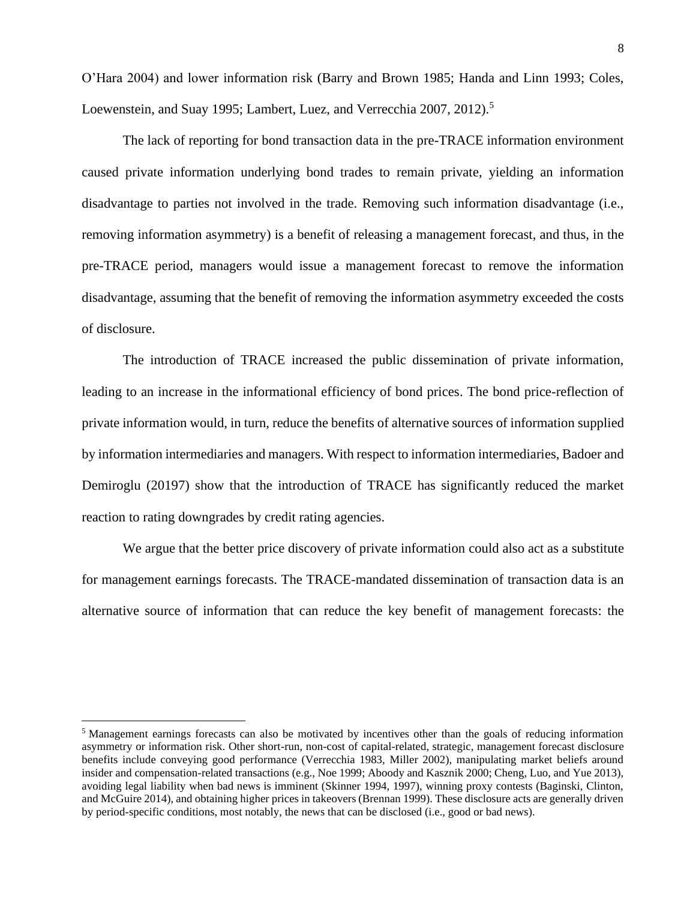O'Hara 2004) and lower information risk (Barry and Brown 1985; Handa and Linn 1993; Coles, Loewenstein, and Suay 1995; Lambert, Luez, and Verrecchia 2007, 2012).[5]

The lack of reporting for bond transaction data in the pre-TRACE information environment caused private information underlying bond trades to remain private, yielding an information disadvantage to parties not involved in the trade. Removing such information disadvantage (i.e., removing information asymmetry) is a benefit of releasing a management forecast, and thus, in the pre-TRACE period, managers would issue a management forecast to remove the information disadvantage, assuming that the benefit of removing the information asymmetry exceeded the costs of disclosure.

The introduction of TRACE increased the public dissemination of private information, leading to an increase in the informational efficiency of bond prices. The bond price-reflection of private information would, in turn, reduce the benefits of alternative sources of information supplied by information intermediaries and managers. With respect to information intermediaries, Badoer and Demiroglu (20197) show that the introduction of TRACE has significantly reduced the market reaction to rating downgrades by credit rating agencies.

We argue that the better price discovery of private information could also act as a substitute for management earnings forecasts. The TRACE-mandated dissemination of transaction data is an alternative source of information that can reduce the key benefit of management forecasts: the

[5] Management earnings forecasts can also be motivated by incentives other than the goals of reducing information asymmetry or information risk. Other short-run, non-cost of capital-related, strategic, management forecast disclosure benefits include conveying good performance (Verrecchia 1983, Miller 2002), manipulating market beliefs around insider and compensation-related transactions (e.g., Noe 1999; Aboody and Kasznik 2000; Cheng, Luo, and Yue 2013), avoiding legal liability when bad news is imminent (Skinner 1994, 1997), winning proxy contests (Baginski, Clinton, and McGuire 2014), and obtaining higher prices in takeovers (Brennan 1999). These disclosure acts are generally driven by period-specific conditions, most notably, the news that can be disclosed (i.e., good or bad news).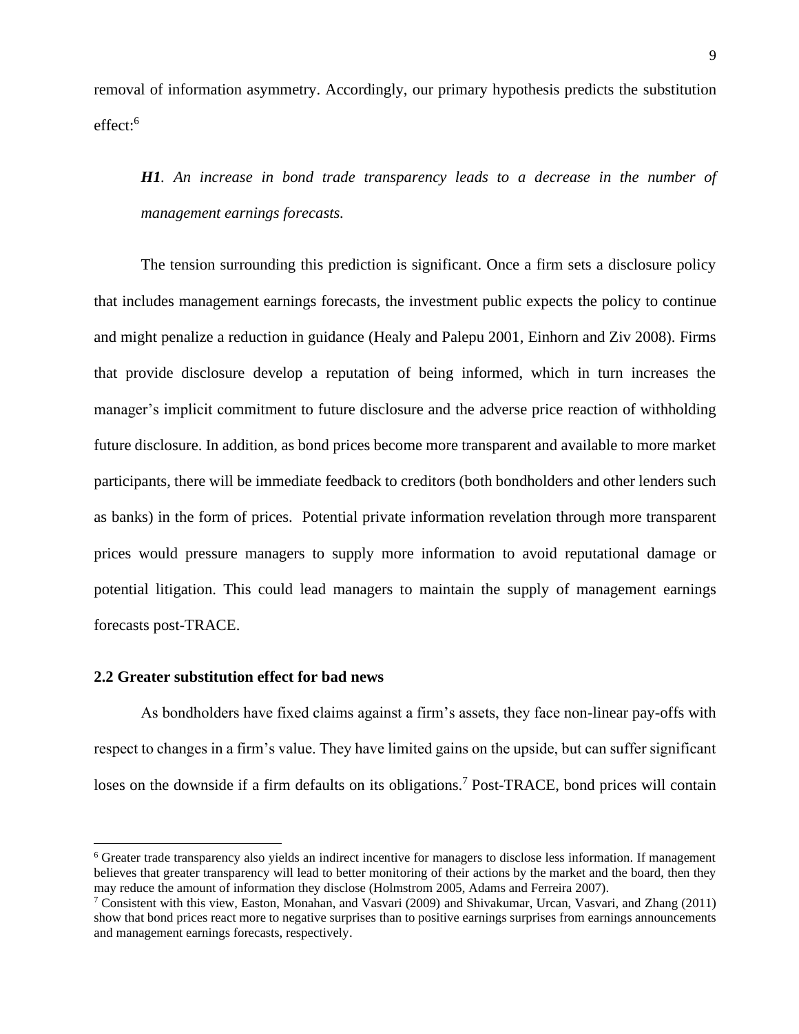removal of information asymmetry. Accordingly, our primary hypothesis predicts the substitution effect:[6]

> ***H1**. An increase in bond trade transparency leads to a decrease in the number of management earnings forecasts.*

The tension surrounding this prediction is significant. Once a firm sets a disclosure policy that includes management earnings forecasts, the investment public expects the policy to continue and might penalize a reduction in guidance (Healy and Palepu 2001, Einhorn and Ziv 2008). Firms that provide disclosure develop a reputation of being informed, which in turn increases the manager's implicit commitment to future disclosure and the adverse price reaction of withholding future disclosure. In addition, as bond prices become more transparent and available to more market participants, there will be immediate feedback to creditors (both bondholders and other lenders such as banks) in the form of prices. Potential private information revelation through more transparent prices would pressure managers to supply more information to avoid reputational damage or potential litigation. This could lead managers to maintain the supply of management earnings forecasts post-TRACE.

### 2.2 Greater substitution effect for bad news

As bondholders have fixed claims against a firm's assets, they face non-linear pay-offs with respect to changes in a firm's value. They have limited gains on the upside, but can suffer significant loses on the downside if a firm defaults on its obligations.[7] Post-TRACE, bond prices will contain

---

[6] Greater trade transparency also yields an indirect incentive for managers to disclose less information. If management believes that greater transparency will lead to better monitoring of their actions by the market and the board, then they may reduce the amount of information they disclose (Holmstrom 2005, Adams and Ferreira 2007).

[7] Consistent with this view, Easton, Monahan, and Vasvari (2009) and Shivakumar, Urcan, Vasvari, and Zhang (2011) show that bond prices react more to negative surprises than to positive earnings surprises from earnings announcements and management earnings forecasts, respectively.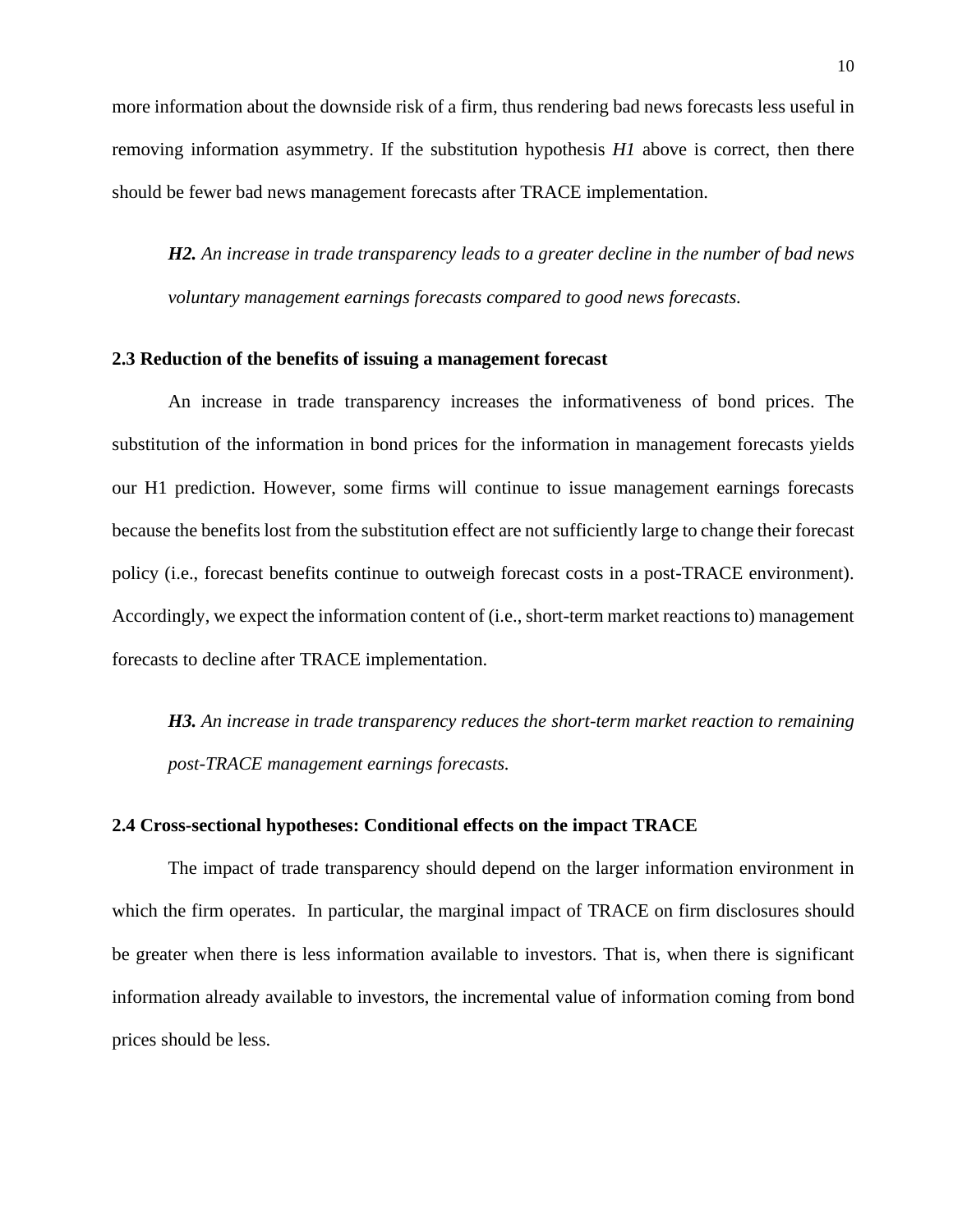more information about the downside risk of a firm, thus rendering bad news forecasts less useful in removing information asymmetry. If the substitution hypothesis *H1* above is correct, then there should be fewer bad news management forecasts after TRACE implementation.

> ***H2.*** *An increase in trade transparency leads to a greater decline in the number of bad news voluntary management earnings forecasts compared to good news forecasts.*

### 2.3 Reduction of the benefits of issuing a management forecast

An increase in trade transparency increases the informativeness of bond prices. The substitution of the information in bond prices for the information in management forecasts yields our H1 prediction. However, some firms will continue to issue management earnings forecasts because the benefits lost from the substitution effect are not sufficiently large to change their forecast policy (i.e., forecast benefits continue to outweigh forecast costs in a post-TRACE environment). Accordingly, we expect the information content of (i.e., short-term market reactions to) management forecasts to decline after TRACE implementation.

> ***H3.*** *An increase in trade transparency reduces the short-term market reaction to remaining post-TRACE management earnings forecasts.*

### 2.4 Cross-sectional hypotheses: Conditional effects on the impact TRACE

The impact of trade transparency should depend on the larger information environment in which the firm operates. In particular, the marginal impact of TRACE on firm disclosures should be greater when there is less information available to investors. That is, when there is significant information already available to investors, the incremental value of information coming from bond prices should be less.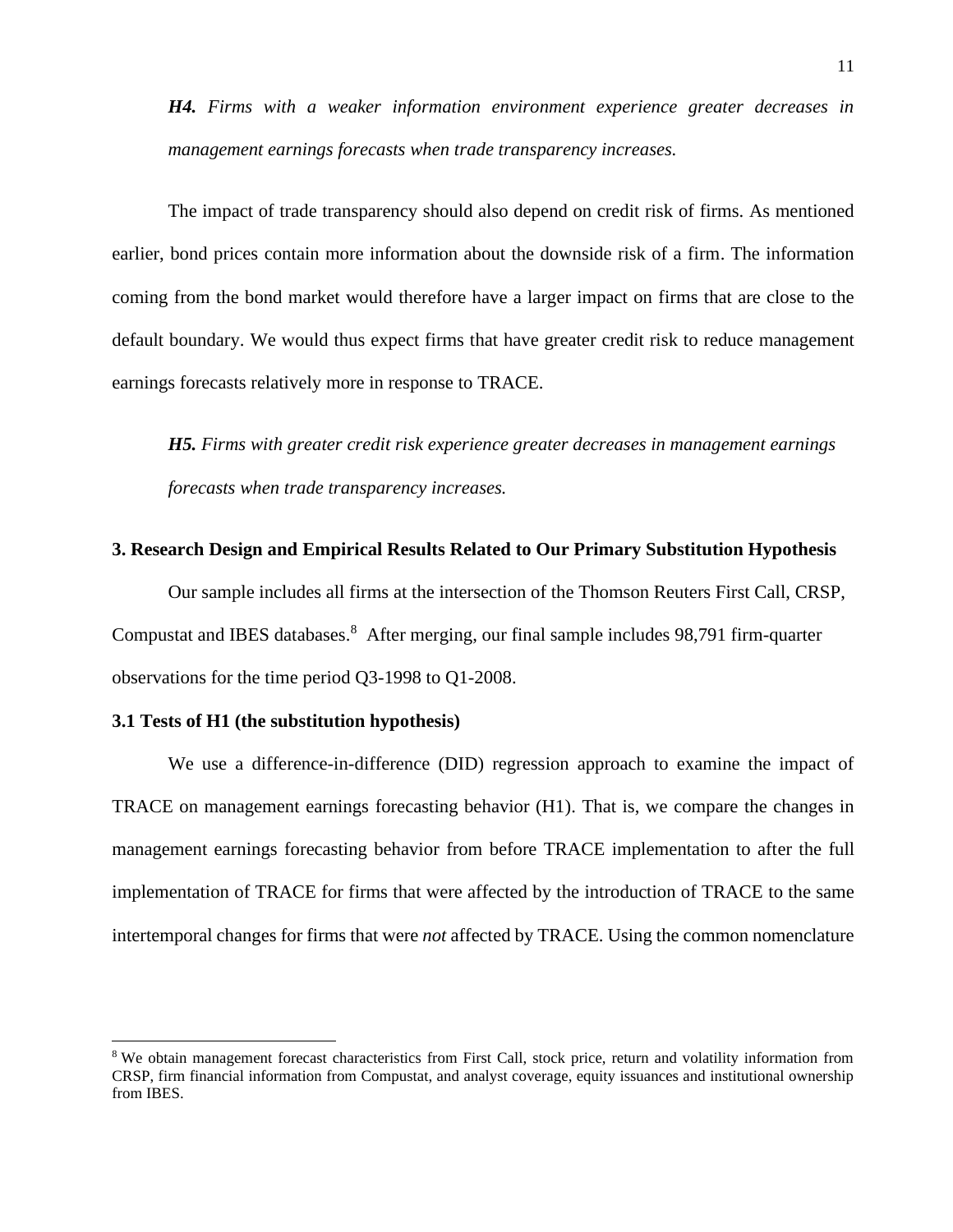***H4.*** *Firms with a weaker information environment experience greater decreases in management earnings forecasts when trade transparency increases.*

The impact of trade transparency should also depend on credit risk of firms. As mentioned earlier, bond prices contain more information about the downside risk of a firm. The information coming from the bond market would therefore have a larger impact on firms that are close to the default boundary. We would thus expect firms that have greater credit risk to reduce management earnings forecasts relatively more in response to TRACE.

***H5.*** *Firms with greater credit risk experience greater decreases in management earnings forecasts when trade transparency increases.*

## 3. Research Design and Empirical Results Related to Our Primary Substitution Hypothesis

Our sample includes all firms at the intersection of the Thomson Reuters First Call, CRSP, Compustat and IBES databases.[8] After merging, our final sample includes 98,791 firm-quarter observations for the time period Q3-1998 to Q1-2008.

### 3.1 Tests of H1 (the substitution hypothesis)

We use a difference-in-difference (DID) regression approach to examine the impact of TRACE on management earnings forecasting behavior (H1). That is, we compare the changes in management earnings forecasting behavior from before TRACE implementation to after the full implementation of TRACE for firms that were affected by the introduction of TRACE to the same intertemporal changes for firms that were *not* affected by TRACE. Using the common nomenclature

[8] We obtain management forecast characteristics from First Call, stock price, return and volatility information from CRSP, firm financial information from Compustat, and analyst coverage, equity issuances and institutional ownership from IBES.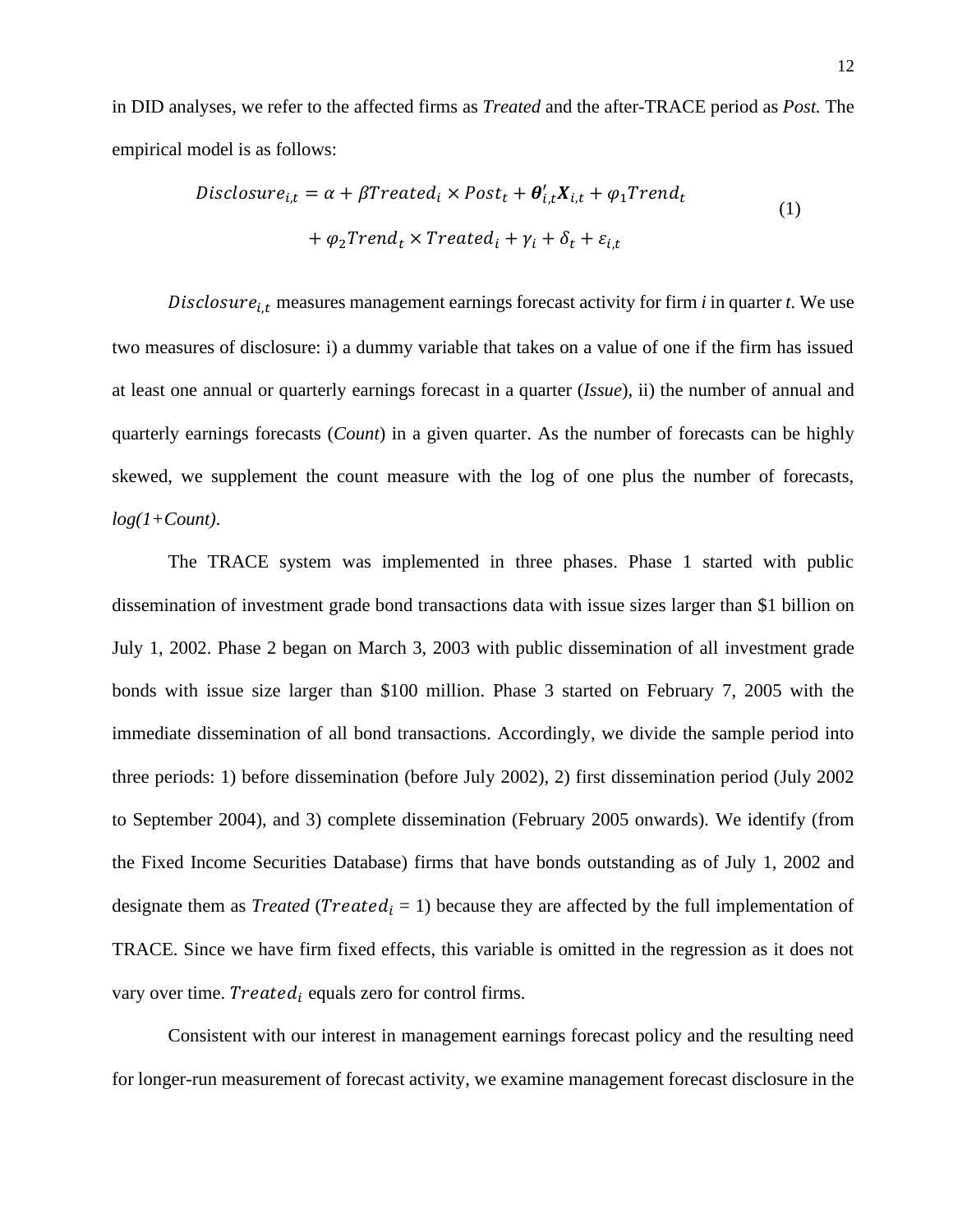in DID analyses, we refer to the affected firms as *Treated* and the after-TRACE period as *Post.* The empirical model is as follows:

$$
\begin{aligned}
Disclosure_{i,t} = \alpha + \beta Treated_i \times Post_t + \boldsymbol{\theta}'_{i,t}\boldsymbol{X}_{i,t} + \varphi_1 Trend_t \\
+ \varphi_2 Trend_t \times Treated_i + \gamma_i + \delta_t + \varepsilon_{i,t}
\end{aligned}
\tag{1}
$$

$Disclosure_{i,t}$ measures management earnings forecast activity for firm *i* in quarter *t*. We use two measures of disclosure: i) a dummy variable that takes on a value of one if the firm has issued at least one annual or quarterly earnings forecast in a quarter (*Issue*), ii) the number of annual and quarterly earnings forecasts (*Count*) in a given quarter. As the number of forecasts can be highly skewed, we supplement the count measure with the log of one plus the number of forecasts, *log(1+Count)*.

The TRACE system was implemented in three phases. Phase 1 started with public dissemination of investment grade bond transactions data with issue sizes larger than \$1 billion on July 1, 2002. Phase 2 began on March 3, 2003 with public dissemination of all investment grade bonds with issue size larger than \$100 million. Phase 3 started on February 7, 2005 with the immediate dissemination of all bond transactions. Accordingly, we divide the sample period into three periods: 1) before dissemination (before July 2002), 2) first dissemination period (July 2002 to September 2004), and 3) complete dissemination (February 2005 onwards). We identify (from the Fixed Income Securities Database) firms that have bonds outstanding as of July 1, 2002 and designate them as *Treated* ($Treated_i$ = 1) because they are affected by the full implementation of TRACE. Since we have firm fixed effects, this variable is omitted in the regression as it does not vary over time. $Treated_i$ equals zero for control firms.

Consistent with our interest in management earnings forecast policy and the resulting need for longer-run measurement of forecast activity, we examine management forecast disclosure in the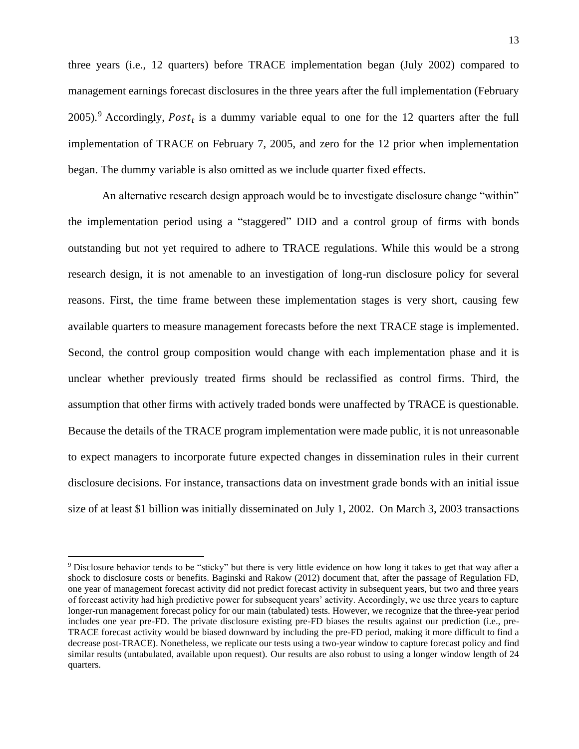three years (i.e., 12 quarters) before TRACE implementation began (July 2002) compared to management earnings forecast disclosures in the three years after the full implementation (February 2005).[9] Accordingly, $Post_t$ is a dummy variable equal to one for the 12 quarters after the full implementation of TRACE on February 7, 2005, and zero for the 12 prior when implementation began. The dummy variable is also omitted as we include quarter fixed effects.

An alternative research design approach would be to investigate disclosure change "within" the implementation period using a "staggered" DID and a control group of firms with bonds outstanding but not yet required to adhere to TRACE regulations. While this would be a strong research design, it is not amenable to an investigation of long-run disclosure policy for several reasons. First, the time frame between these implementation stages is very short, causing few available quarters to measure management forecasts before the next TRACE stage is implemented. Second, the control group composition would change with each implementation phase and it is unclear whether previously treated firms should be reclassified as control firms. Third, the assumption that other firms with actively traded bonds were unaffected by TRACE is questionable. Because the details of the TRACE program implementation were made public, it is not unreasonable to expect managers to incorporate future expected changes in dissemination rules in their current disclosure decisions. For instance, transactions data on investment grade bonds with an initial issue size of at least $1 billion was initially disseminated on July 1, 2002. On March 3, 2003 transactions

---

[9] Disclosure behavior tends to be "sticky" but there is very little evidence on how long it takes to get that way after a shock to disclosure costs or benefits. Baginski and Rakow (2012) document that, after the passage of Regulation FD, one year of management forecast activity did not predict forecast activity in subsequent years, but two and three years of forecast activity had high predictive power for subsequent years' activity. Accordingly, we use three years to capture longer-run management forecast policy for our main (tabulated) tests. However, we recognize that the three-year period includes one year pre-FD. The private disclosure existing pre-FD biases the results against our prediction (i.e., pre-TRACE forecast activity would be biased downward by including the pre-FD period, making it more difficult to find a decrease post-TRACE). Nonetheless, we replicate our tests using a two-year window to capture forecast policy and find similar results (untabulated, available upon request). Our results are also robust to using a longer window length of 24 quarters.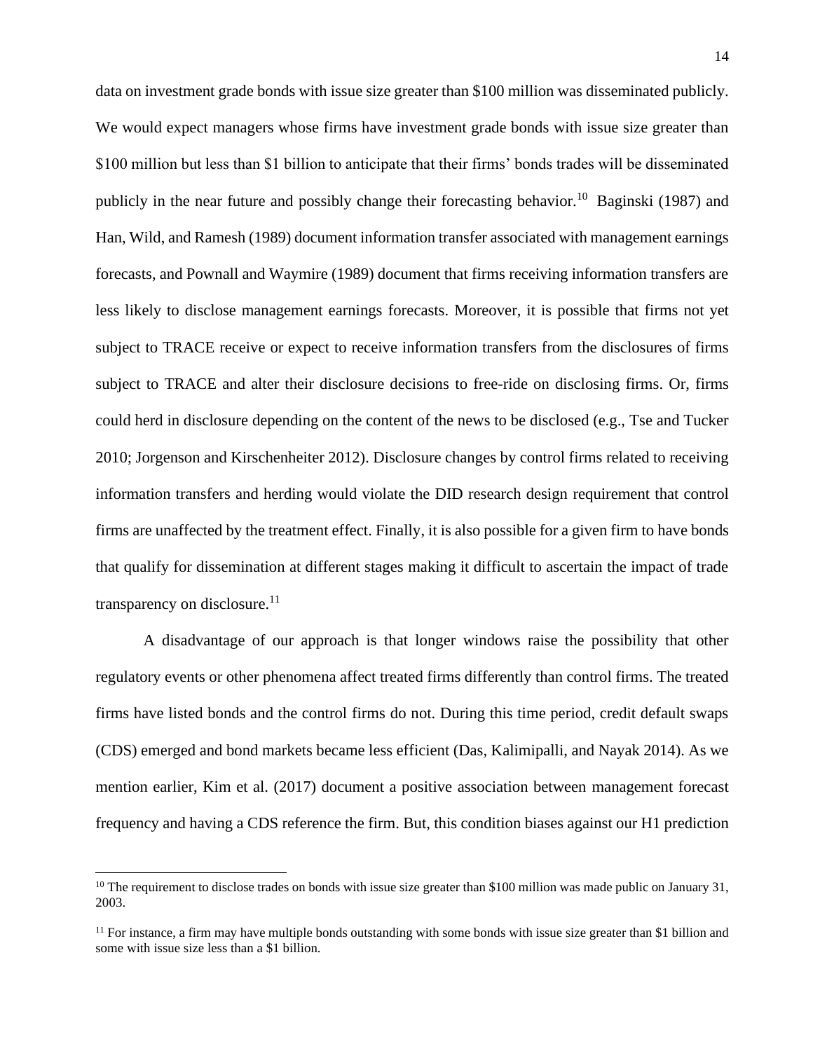data on investment grade bonds with issue size greater than $100 million was disseminated publicly. We would expect managers whose firms have investment grade bonds with issue size greater than $100 million but less than $1 billion to anticipate that their firms' bonds trades will be disseminated publicly in the near future and possibly change their forecasting behavior.[10] Baginski (1987) and Han, Wild, and Ramesh (1989) document information transfer associated with management earnings forecasts, and Pownall and Waymire (1989) document that firms receiving information transfers are less likely to disclose management earnings forecasts. Moreover, it is possible that firms not yet subject to TRACE receive or expect to receive information transfers from the disclosures of firms subject to TRACE and alter their disclosure decisions to free-ride on disclosing firms. Or, firms could herd in disclosure depending on the content of the news to be disclosed (e.g., Tse and Tucker 2010; Jorgenson and Kirschenheiter 2012). Disclosure changes by control firms related to receiving information transfers and herding would violate the DID research design requirement that control firms are unaffected by the treatment effect. Finally, it is also possible for a given firm to have bonds that qualify for dissemination at different stages making it difficult to ascertain the impact of trade transparency on disclosure.[11]

A disadvantage of our approach is that longer windows raise the possibility that other regulatory events or other phenomena affect treated firms differently than control firms. The treated firms have listed bonds and the control firms do not. During this time period, credit default swaps (CDS) emerged and bond markets became less efficient (Das, Kalimipalli, and Nayak 2014). As we mention earlier, Kim et al. (2017) document a positive association between management forecast frequency and having a CDS reference the firm. But, this condition biases against our H1 prediction

[10] The requirement to disclose trades on bonds with issue size greater than $100 million was made public on January 31, 2003.

[11] For instance, a firm may have multiple bonds outstanding with some bonds with issue size greater than $1 billion and some with issue size less than a $1 billion.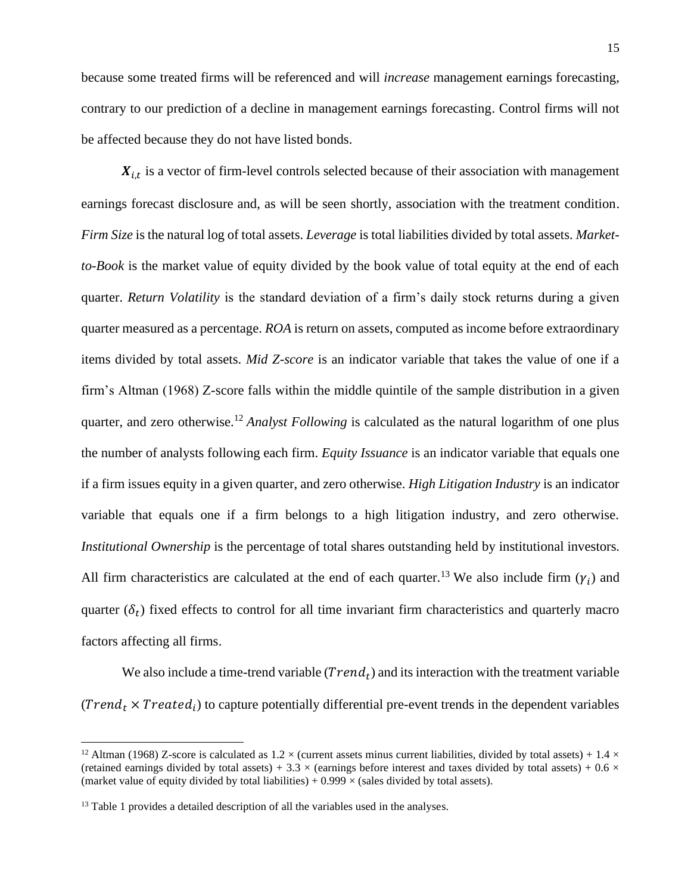because some treated firms will be referenced and will *increase* management earnings forecasting, contrary to our prediction of a decline in management earnings forecasting. Control firms will not be affected because they do not have listed bonds.

$\boldsymbol{X}_{i,t}$ is a vector of firm-level controls selected because of their association with management earnings forecast disclosure and, as will be seen shortly, association with the treatment condition. *Firm Size* is the natural log of total assets. *Leverage* is total liabilities divided by total assets. *Market-to-Book* is the market value of equity divided by the book value of total equity at the end of each quarter. *Return Volatility* is the standard deviation of a firm's daily stock returns during a given quarter measured as a percentage. *ROA* is return on assets, computed as income before extraordinary items divided by total assets. *Mid Z-score* is an indicator variable that takes the value of one if a firm's Altman (1968) Z-score falls within the middle quintile of the sample distribution in a given quarter, and zero otherwise.[12] *Analyst Following* is calculated as the natural logarithm of one plus the number of analysts following each firm. *Equity Issuance* is an indicator variable that equals one if a firm issues equity in a given quarter, and zero otherwise. *High Litigation Industry* is an indicator variable that equals one if a firm belongs to a high litigation industry, and zero otherwise. *Institutional Ownership* is the percentage of total shares outstanding held by institutional investors. All firm characteristics are calculated at the end of each quarter.[13] We also include firm ($\gamma_i$) and quarter ($\delta_t$) fixed effects to control for all time invariant firm characteristics and quarterly macro factors affecting all firms.

We also include a time-trend variable ($Trend_t$) and its interaction with the treatment variable ($Trend_t \times Treated_i$) to capture potentially differential pre-event trends in the dependent variables

---

[12] Altman (1968) Z-score is calculated as 1.2 × (current assets minus current liabilities, divided by total assets) + 1.4 × (retained earnings divided by total assets) + 3.3 × (earnings before interest and taxes divided by total assets) + 0.6 × (market value of equity divided by total liabilities) + 0.999 × (sales divided by total assets).

[13] Table 1 provides a detailed description of all the variables used in the analyses.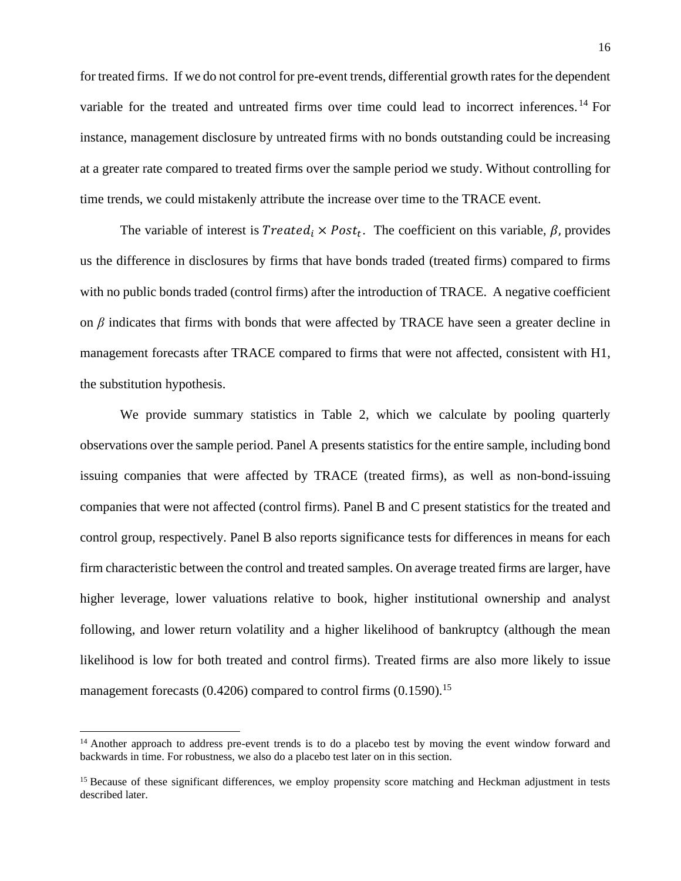for treated firms. If we do not control for pre-event trends, differential growth rates for the dependent variable for the treated and untreated firms over time could lead to incorrect inferences.[14] For instance, management disclosure by untreated firms with no bonds outstanding could be increasing at a greater rate compared to treated firms over the sample period we study. Without controlling for time trends, we could mistakenly attribute the increase over time to the TRACE event.

The variable of interest is $Treated_i \times Post_t$. The coefficient on this variable, $\beta$, provides us the difference in disclosures by firms that have bonds traded (treated firms) compared to firms with no public bonds traded (control firms) after the introduction of TRACE. A negative coefficient on $\beta$ indicates that firms with bonds that were affected by TRACE have seen a greater decline in management forecasts after TRACE compared to firms that were not affected, consistent with H1, the substitution hypothesis.

We provide summary statistics in Table 2, which we calculate by pooling quarterly observations over the sample period. Panel A presents statistics for the entire sample, including bond issuing companies that were affected by TRACE (treated firms), as well as non-bond-issuing companies that were not affected (control firms). Panel B and C present statistics for the treated and control group, respectively. Panel B also reports significance tests for differences in means for each firm characteristic between the control and treated samples. On average treated firms are larger, have higher leverage, lower valuations relative to book, higher institutional ownership and analyst following, and lower return volatility and a higher likelihood of bankruptcy (although the mean likelihood is low for both treated and control firms). Treated firms are also more likely to issue management forecasts (0.4206) compared to control firms (0.1590).[15]

[14] Another approach to address pre-event trends is to do a placebo test by moving the event window forward and backwards in time. For robustness, we also do a placebo test later on in this section.

[15] Because of these significant differences, we employ propensity score matching and Heckman adjustment in tests described later.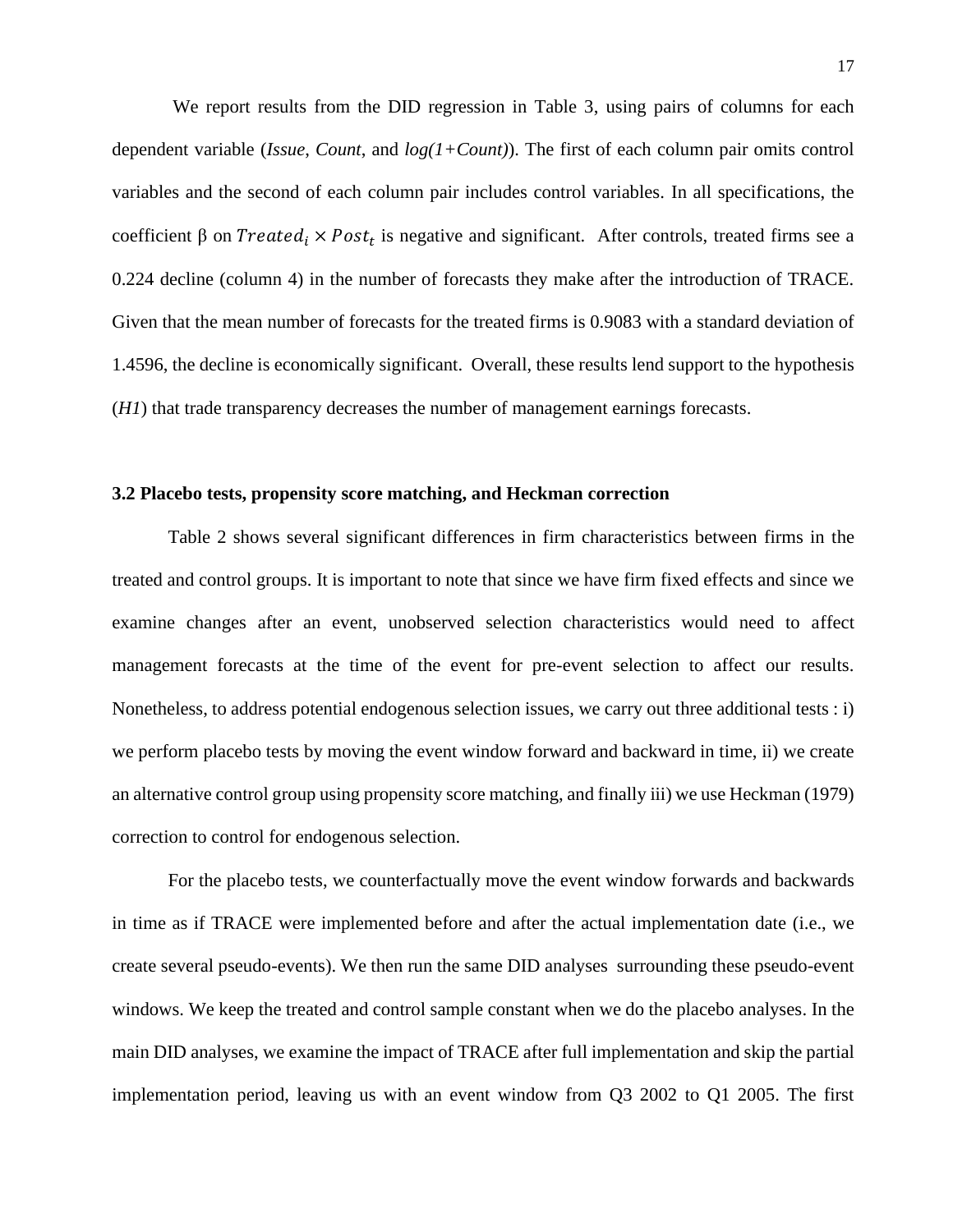We report results from the DID regression in Table 3, using pairs of columns for each dependent variable (*Issue*, *Count*, and *log(1+Count)*). The first of each column pair omits control variables and the second of each column pair includes control variables. In all specifications, the coefficient β on $Treated_i \times Post_t$ is negative and significant. After controls, treated firms see a 0.224 decline (column 4) in the number of forecasts they make after the introduction of TRACE. Given that the mean number of forecasts for the treated firms is 0.9083 with a standard deviation of 1.4596, the decline is economically significant. Overall, these results lend support to the hypothesis (*H1*) that trade transparency decreases the number of management earnings forecasts.

### 3.2 Placebo tests, propensity score matching, and Heckman correction

Table 2 shows several significant differences in firm characteristics between firms in the treated and control groups. It is important to note that since we have firm fixed effects and since we examine changes after an event, unobserved selection characteristics would need to affect management forecasts at the time of the event for pre-event selection to affect our results. Nonetheless, to address potential endogenous selection issues, we carry out three additional tests : i) we perform placebo tests by moving the event window forward and backward in time, ii) we create an alternative control group using propensity score matching, and finally iii) we use Heckman (1979) correction to control for endogenous selection.

For the placebo tests, we counterfactually move the event window forwards and backwards in time as if TRACE were implemented before and after the actual implementation date (i.e., we create several pseudo-events). We then run the same DID analyses surrounding these pseudo-event windows. We keep the treated and control sample constant when we do the placebo analyses. In the main DID analyses, we examine the impact of TRACE after full implementation and skip the partial implementation period, leaving us with an event window from Q3 2002 to Q1 2005. The first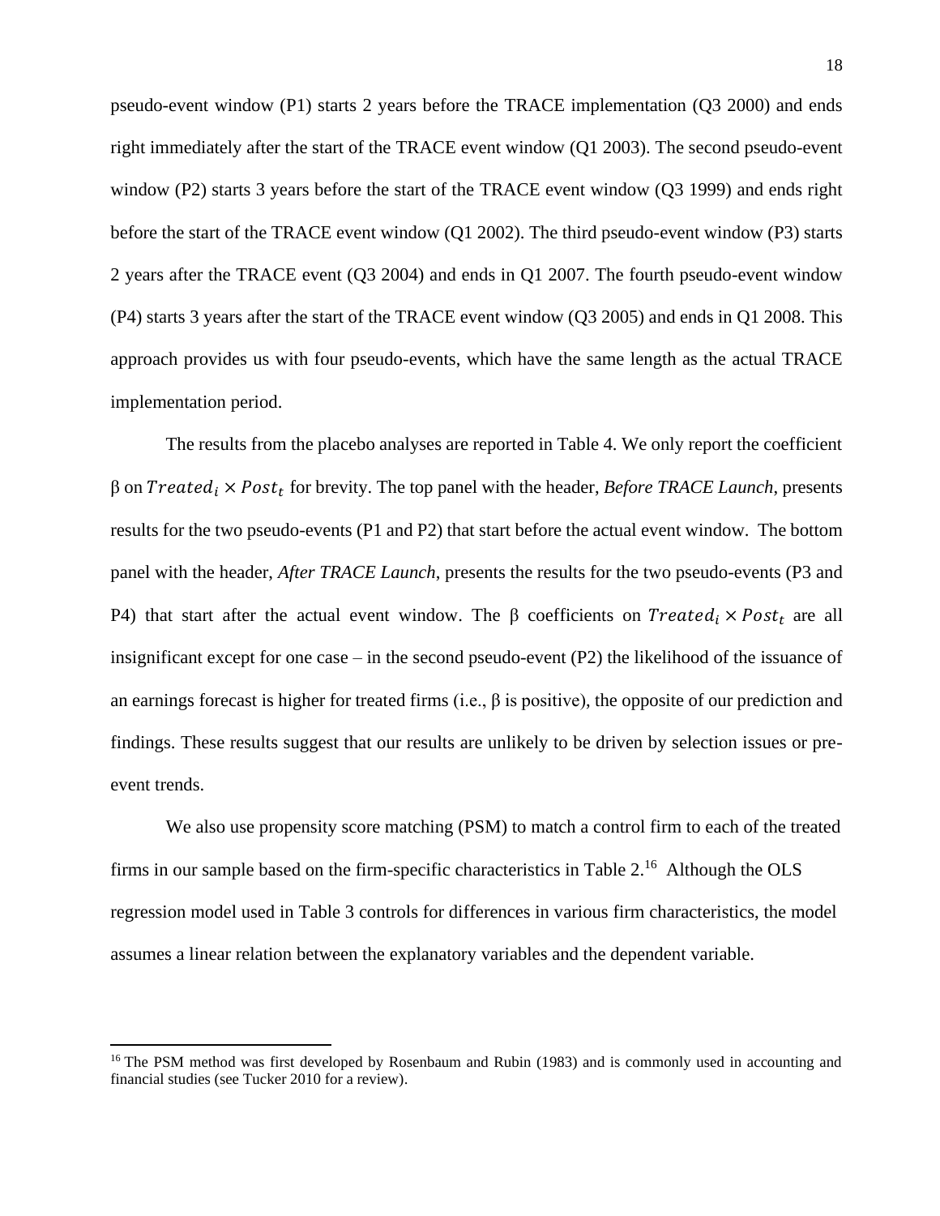pseudo-event window (P1) starts 2 years before the TRACE implementation (Q3 2000) and ends right immediately after the start of the TRACE event window (Q1 2003). The second pseudo-event window (P2) starts 3 years before the start of the TRACE event window (Q3 1999) and ends right before the start of the TRACE event window (Q1 2002). The third pseudo-event window (P3) starts 2 years after the TRACE event (Q3 2004) and ends in Q1 2007. The fourth pseudo-event window (P4) starts 3 years after the start of the TRACE event window (Q3 2005) and ends in Q1 2008. This approach provides us with four pseudo-events, which have the same length as the actual TRACE implementation period.

The results from the placebo analyses are reported in Table 4. We only report the coefficient β on $Treated_i \times Post_t$ for brevity. The top panel with the header, *Before TRACE Launch*, presents results for the two pseudo-events (P1 and P2) that start before the actual event window. The bottom panel with the header, *After TRACE Launch*, presents the results for the two pseudo-events (P3 and P4) that start after the actual event window. The β coefficients on $Treated_i \times Post_t$ are all insignificant except for one case – in the second pseudo-event (P2) the likelihood of the issuance of an earnings forecast is higher for treated firms (i.e., β is positive), the opposite of our prediction and findings. These results suggest that our results are unlikely to be driven by selection issues or pre-event trends.

We also use propensity score matching (PSM) to match a control firm to each of the treated firms in our sample based on the firm-specific characteristics in Table 2.[16] Although the OLS regression model used in Table 3 controls for differences in various firm characteristics, the model assumes a linear relation between the explanatory variables and the dependent variable.

[16] The PSM method was first developed by Rosenbaum and Rubin (1983) and is commonly used in accounting and financial studies (see Tucker 2010 for a review).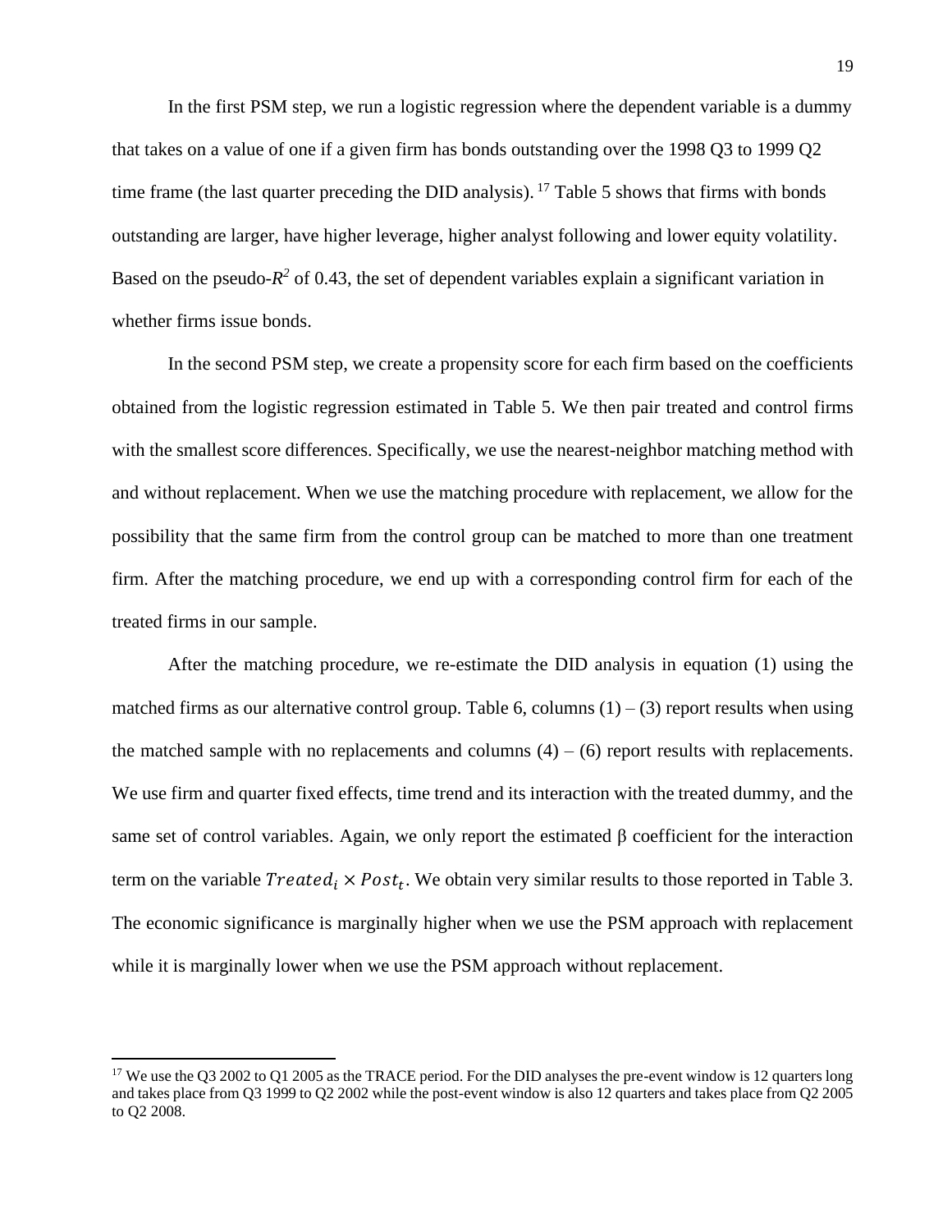In the first PSM step, we run a logistic regression where the dependent variable is a dummy that takes on a value of one if a given firm has bonds outstanding over the 1998 Q3 to 1999 Q2 time frame (the last quarter preceding the DID analysis).[17] Table 5 shows that firms with bonds outstanding are larger, have higher leverage, higher analyst following and lower equity volatility. Based on the pseudo-$R^2$ of 0.43, the set of dependent variables explain a significant variation in whether firms issue bonds.

In the second PSM step, we create a propensity score for each firm based on the coefficients obtained from the logistic regression estimated in Table 5. We then pair treated and control firms with the smallest score differences. Specifically, we use the nearest-neighbor matching method with and without replacement. When we use the matching procedure with replacement, we allow for the possibility that the same firm from the control group can be matched to more than one treatment firm. After the matching procedure, we end up with a corresponding control firm for each of the treated firms in our sample.

After the matching procedure, we re-estimate the DID analysis in equation (1) using the matched firms as our alternative control group. Table 6, columns (1) – (3) report results when using the matched sample with no replacements and columns (4) – (6) report results with replacements. We use firm and quarter fixed effects, time trend and its interaction with the treated dummy, and the same set of control variables. Again, we only report the estimated β coefficient for the interaction term on the variable $Treated_i \times Post_t$. We obtain very similar results to those reported in Table 3. The economic significance is marginally higher when we use the PSM approach with replacement while it is marginally lower when we use the PSM approach without replacement.

[17] We use the Q3 2002 to Q1 2005 as the TRACE period. For the DID analyses the pre-event window is 12 quarters long and takes place from Q3 1999 to Q2 2002 while the post-event window is also 12 quarters and takes place from Q2 2005 to Q2 2008.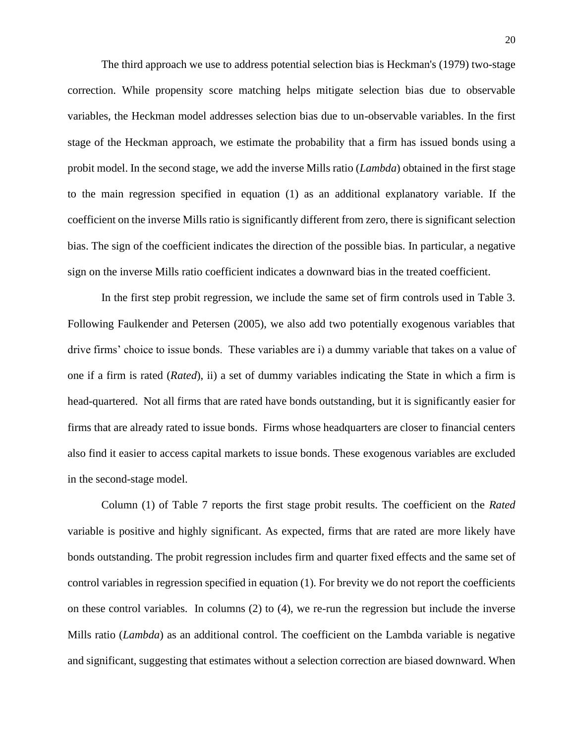The third approach we use to address potential selection bias is Heckman's (1979) two-stage correction. While propensity score matching helps mitigate selection bias due to observable variables, the Heckman model addresses selection bias due to un-observable variables. In the first stage of the Heckman approach, we estimate the probability that a firm has issued bonds using a probit model. In the second stage, we add the inverse Mills ratio (*Lambda*) obtained in the first stage to the main regression specified in equation (1) as an additional explanatory variable. If the coefficient on the inverse Mills ratio is significantly different from zero, there is significant selection bias. The sign of the coefficient indicates the direction of the possible bias. In particular, a negative sign on the inverse Mills ratio coefficient indicates a downward bias in the treated coefficient.

In the first step probit regression, we include the same set of firm controls used in Table 3. Following Faulkender and Petersen (2005), we also add two potentially exogenous variables that drive firms' choice to issue bonds. These variables are i) a dummy variable that takes on a value of one if a firm is rated (*Rated*), ii) a set of dummy variables indicating the State in which a firm is head-quartered. Not all firms that are rated have bonds outstanding, but it is significantly easier for firms that are already rated to issue bonds. Firms whose headquarters are closer to financial centers also find it easier to access capital markets to issue bonds. These exogenous variables are excluded in the second-stage model.

Column (1) of Table 7 reports the first stage probit results. The coefficient on the *Rated* variable is positive and highly significant. As expected, firms that are rated are more likely have bonds outstanding. The probit regression includes firm and quarter fixed effects and the same set of control variables in regression specified in equation (1). For brevity we do not report the coefficients on these control variables. In columns (2) to (4), we re-run the regression but include the inverse Mills ratio (*Lambda*) as an additional control. The coefficient on the Lambda variable is negative and significant, suggesting that estimates without a selection correction are biased downward. When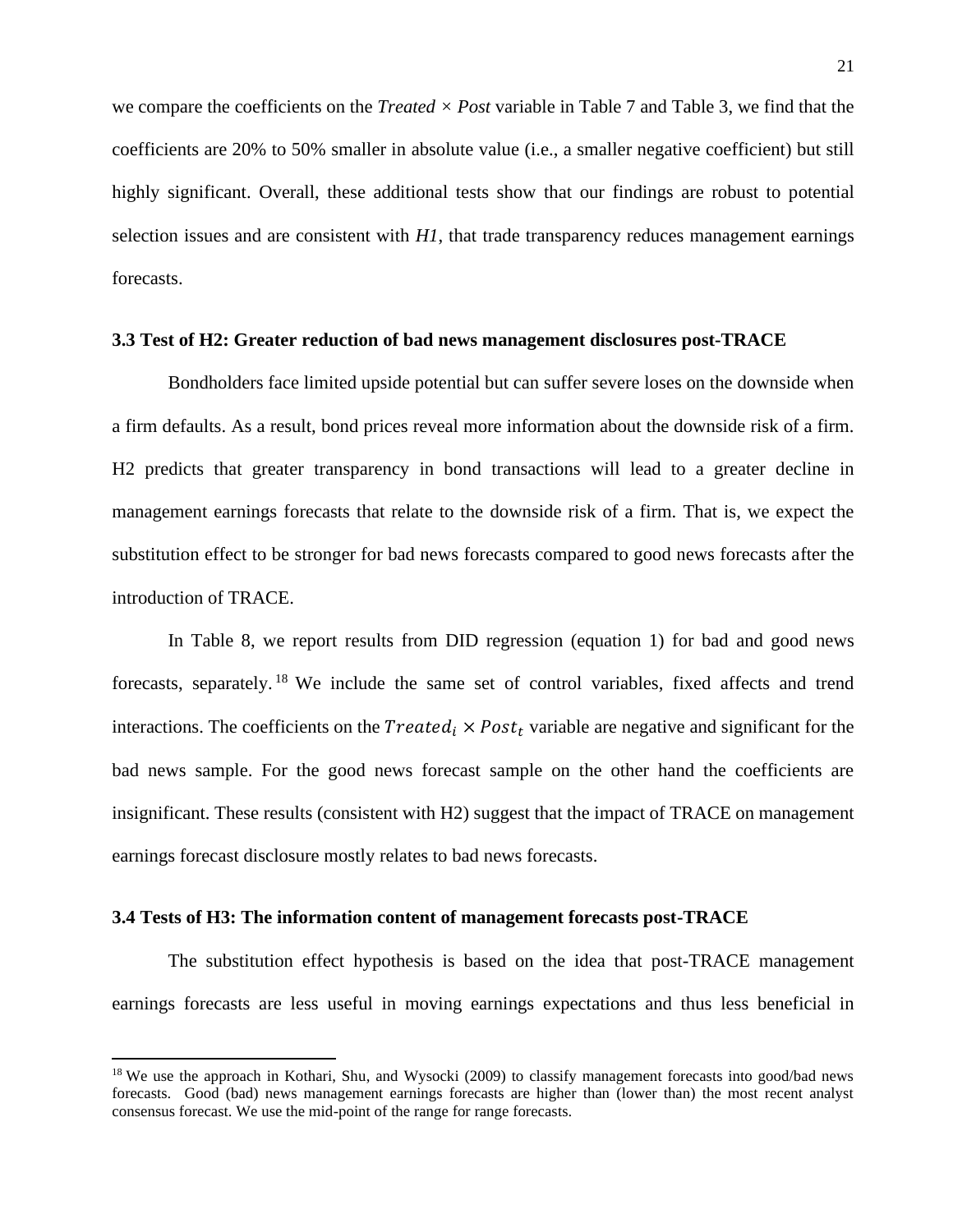we compare the coefficients on the *Treated* × *Post* variable in Table 7 and Table 3, we find that the coefficients are 20% to 50% smaller in absolute value (i.e., a smaller negative coefficient) but still highly significant. Overall, these additional tests show that our findings are robust to potential selection issues and are consistent with *H1*, that trade transparency reduces management earnings forecasts.

### 3.3 Test of H2: Greater reduction of bad news management disclosures post-TRACE

Bondholders face limited upside potential but can suffer severe loses on the downside when a firm defaults. As a result, bond prices reveal more information about the downside risk of a firm. H2 predicts that greater transparency in bond transactions will lead to a greater decline in management earnings forecasts that relate to the downside risk of a firm. That is, we expect the substitution effect to be stronger for bad news forecasts compared to good news forecasts after the introduction of TRACE.

In Table 8, we report results from DID regression (equation 1) for bad and good news forecasts, separately.[18] We include the same set of control variables, fixed affects and trend interactions. The coefficients on the $Treated_i \times Post_t$ variable are negative and significant for the bad news sample. For the good news forecast sample on the other hand the coefficients are insignificant. These results (consistent with H2) suggest that the impact of TRACE on management earnings forecast disclosure mostly relates to bad news forecasts.

### 3.4 Tests of H3: The information content of management forecasts post-TRACE

The substitution effect hypothesis is based on the idea that post-TRACE management earnings forecasts are less useful in moving earnings expectations and thus less beneficial in

[18] We use the approach in Kothari, Shu, and Wysocki (2009) to classify management forecasts into good/bad news forecasts. Good (bad) news management earnings forecasts are higher than (lower than) the most recent analyst consensus forecast. We use the mid-point of the range for range forecasts.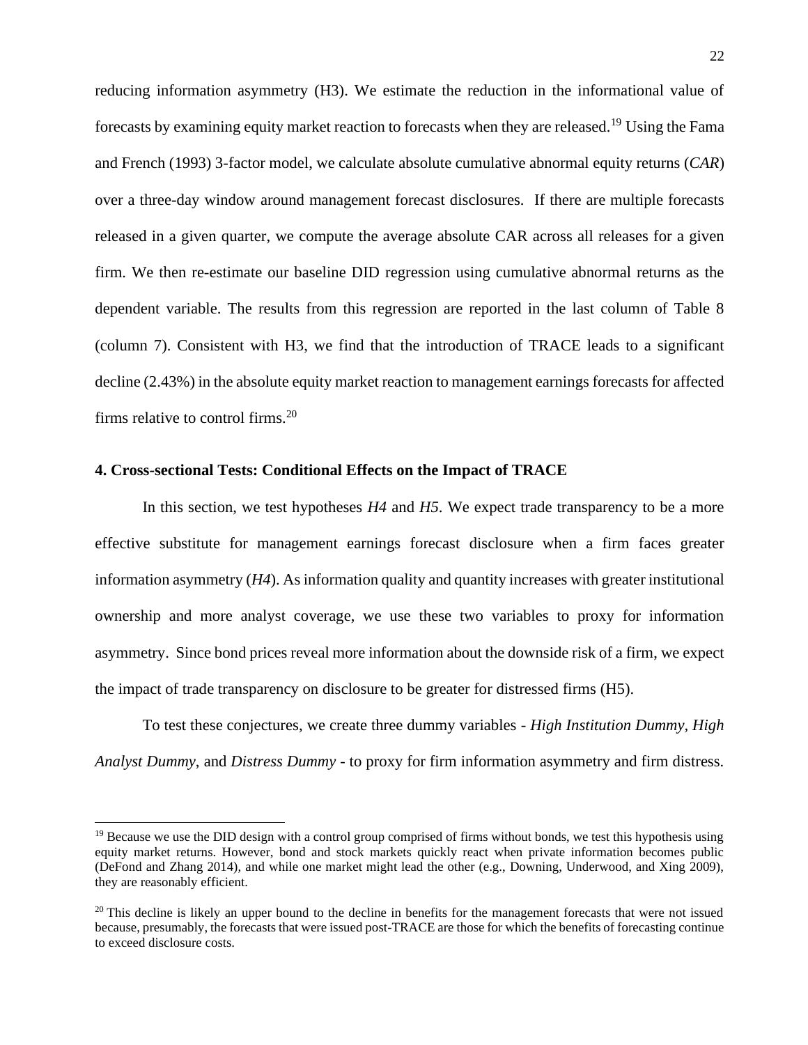reducing information asymmetry (H3). We estimate the reduction in the informational value of forecasts by examining equity market reaction to forecasts when they are released.[19] Using the Fama and French (1993) 3-factor model, we calculate absolute cumulative abnormal equity returns (*CAR*) over a three-day window around management forecast disclosures. If there are multiple forecasts released in a given quarter, we compute the average absolute CAR across all releases for a given firm. We then re-estimate our baseline DID regression using cumulative abnormal returns as the dependent variable. The results from this regression are reported in the last column of Table 8 (column 7). Consistent with H3, we find that the introduction of TRACE leads to a significant decline (2.43%) in the absolute equity market reaction to management earnings forecasts for affected firms relative to control firms.[20]

**4. Cross-sectional Tests: Conditional Effects on the Impact of TRACE**

In this section, we test hypotheses *H4* and *H5*. We expect trade transparency to be a more effective substitute for management earnings forecast disclosure when a firm faces greater information asymmetry (*H4*). As information quality and quantity increases with greater institutional ownership and more analyst coverage, we use these two variables to proxy for information asymmetry. Since bond prices reveal more information about the downside risk of a firm, we expect the impact of trade transparency on disclosure to be greater for distressed firms (H5).

To test these conjectures, we create three dummy variables - *High Institution Dummy*, *High Analyst Dummy*, and *Distress Dummy* - to proxy for firm information asymmetry and firm distress.

[19] Because we use the DID design with a control group comprised of firms without bonds, we test this hypothesis using equity market returns. However, bond and stock markets quickly react when private information becomes public (DeFond and Zhang 2014), and while one market might lead the other (e.g., Downing, Underwood, and Xing 2009), they are reasonably efficient.

[20] This decline is likely an upper bound to the decline in benefits for the management forecasts that were not issued because, presumably, the forecasts that were issued post-TRACE are those for which the benefits of forecasting continue to exceed disclosure costs.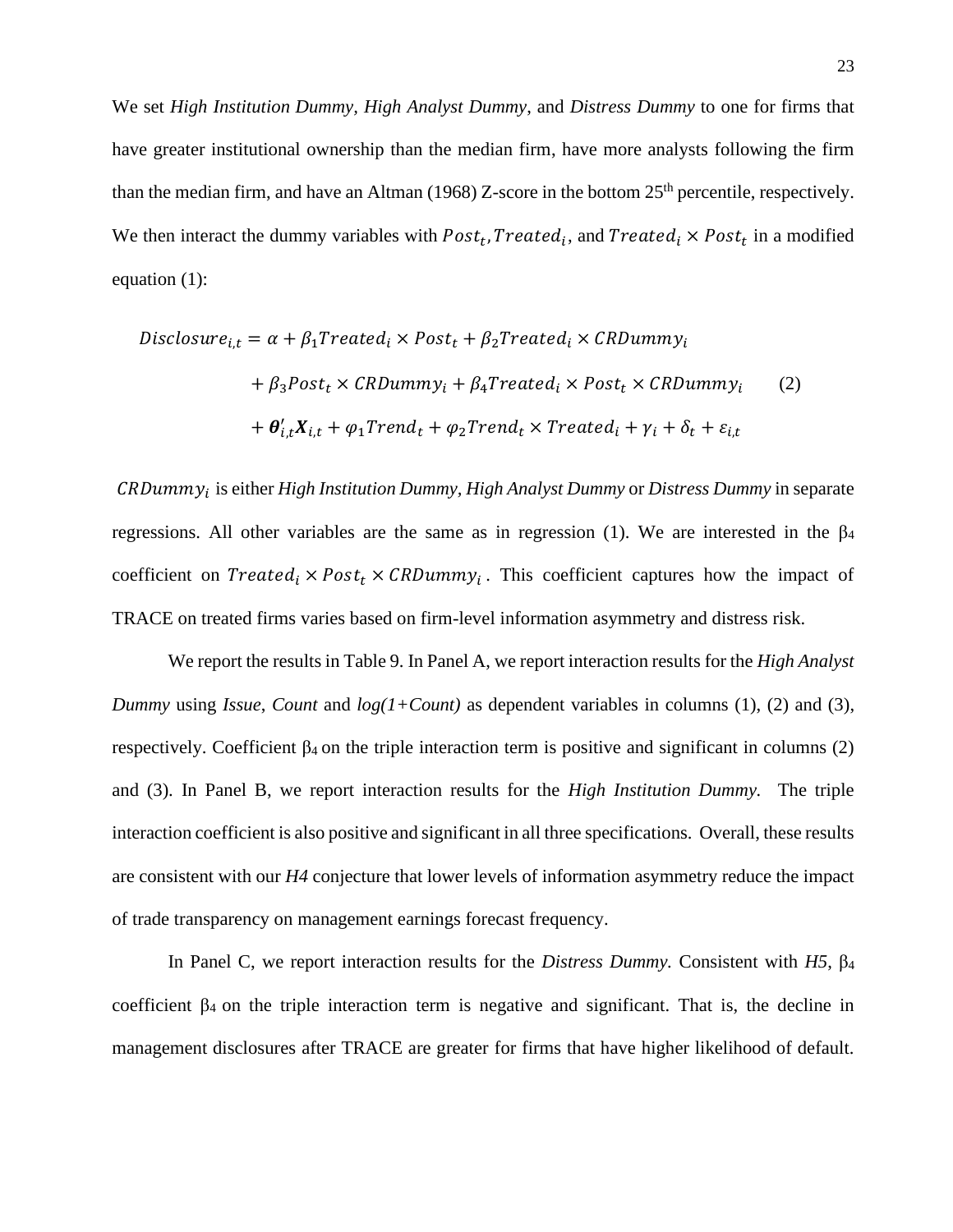We set *High Institution Dummy, High Analyst Dummy,* and *Distress Dummy* to one for firms that have greater institutional ownership than the median firm, have more analysts following the firm than the median firm, and have an Altman (1968) Z-score in the bottom 25th percentile, respectively. We then interact the dummy variables with $Post_t, Treated_i$, and $Treated_i \times Post_t$ in a modified equation (1):

$$
\begin{aligned}
Disclosure_{i,t} = \alpha &+ \beta_1 Treated_i \times Post_t + \beta_2 Treated_i \times CRDummy_i \\
&+ \beta_3 Post_t \times CRDummy_i + \beta_4 Treated_i \times Post_t \times CRDummy_i \qquad (2) \\
&+ \boldsymbol{\theta}'_{i,t}\boldsymbol{X}_{i,t} + \varphi_1 Trend_t + \varphi_2 Trend_t \times Treated_i + \gamma_i + \delta_t + \varepsilon_{i,t}
\end{aligned}
$$

$CRDummy_i$ is either *High Institution Dummy, High Analyst Dummy* or *Distress Dummy* in separate regressions. All other variables are the same as in regression (1). We are interested in the $\beta_4$ coefficient on $Treated_i \times Post_t \times CRDummy_i$. This coefficient captures how the impact of TRACE on treated firms varies based on firm-level information asymmetry and distress risk.

We report the results in Table 9. In Panel A, we report interaction results for the *High Analyst Dummy* using *Issue*, *Count* and *log(1+Count)* as dependent variables in columns (1), (2) and (3), respectively. Coefficient $\beta_4$ on the triple interaction term is positive and significant in columns (2) and (3). In Panel B, we report interaction results for the *High Institution Dummy.* The triple interaction coefficient is also positive and significant in all three specifications. Overall, these results are consistent with our *H4* conjecture that lower levels of information asymmetry reduce the impact of trade transparency on management earnings forecast frequency.

In Panel C, we report interaction results for the *Distress Dummy*. Consistent with *H5*, $\beta_4$ coefficient $\beta_4$ on the triple interaction term is negative and significant. That is, the decline in management disclosures after TRACE are greater for firms that have higher likelihood of default.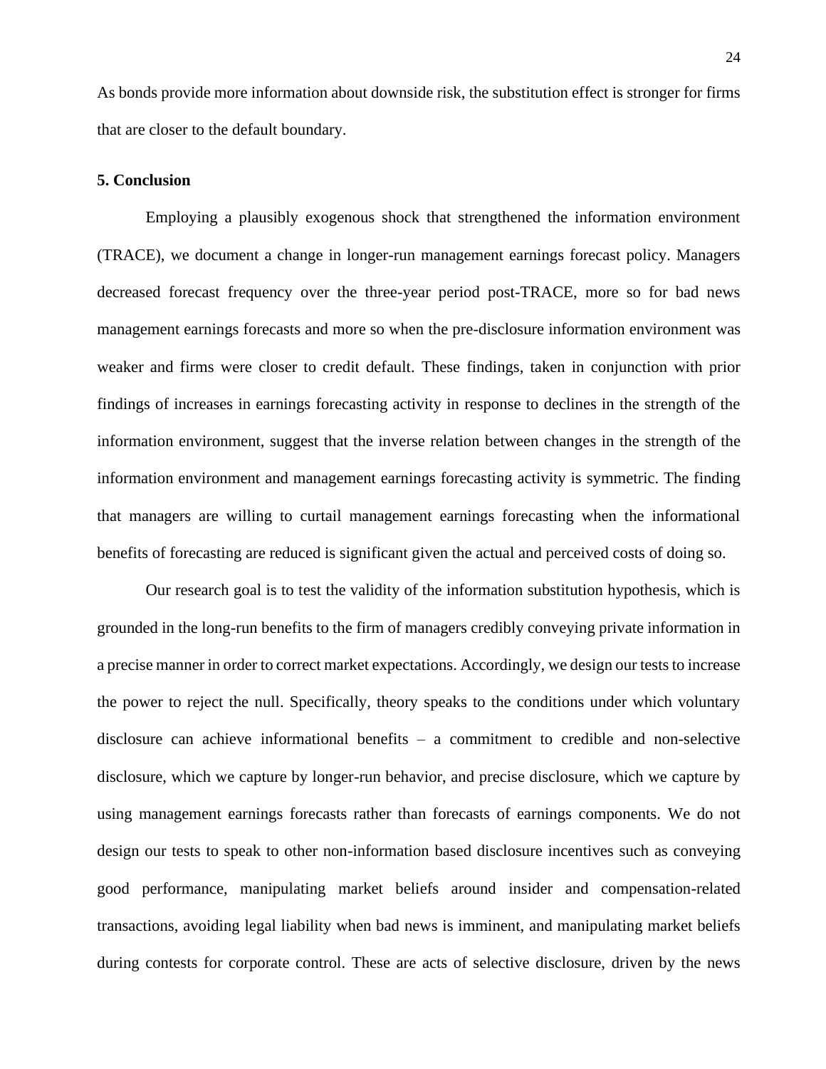As bonds provide more information about downside risk, the substitution effect is stronger for firms that are closer to the default boundary.

## 5. Conclusion

Employing a plausibly exogenous shock that strengthened the information environment (TRACE), we document a change in longer-run management earnings forecast policy. Managers decreased forecast frequency over the three-year period post-TRACE, more so for bad news management earnings forecasts and more so when the pre-disclosure information environment was weaker and firms were closer to credit default. These findings, taken in conjunction with prior findings of increases in earnings forecasting activity in response to declines in the strength of the information environment, suggest that the inverse relation between changes in the strength of the information environment and management earnings forecasting activity is symmetric. The finding that managers are willing to curtail management earnings forecasting when the informational benefits of forecasting are reduced is significant given the actual and perceived costs of doing so.

Our research goal is to test the validity of the information substitution hypothesis, which is grounded in the long-run benefits to the firm of managers credibly conveying private information in a precise manner in order to correct market expectations. Accordingly, we design our tests to increase the power to reject the null. Specifically, theory speaks to the conditions under which voluntary disclosure can achieve informational benefits – a commitment to credible and non-selective disclosure, which we capture by longer-run behavior, and precise disclosure, which we capture by using management earnings forecasts rather than forecasts of earnings components. We do not design our tests to speak to other non-information based disclosure incentives such as conveying good performance, manipulating market beliefs around insider and compensation-related transactions, avoiding legal liability when bad news is imminent, and manipulating market beliefs during contests for corporate control. These are acts of selective disclosure, driven by the news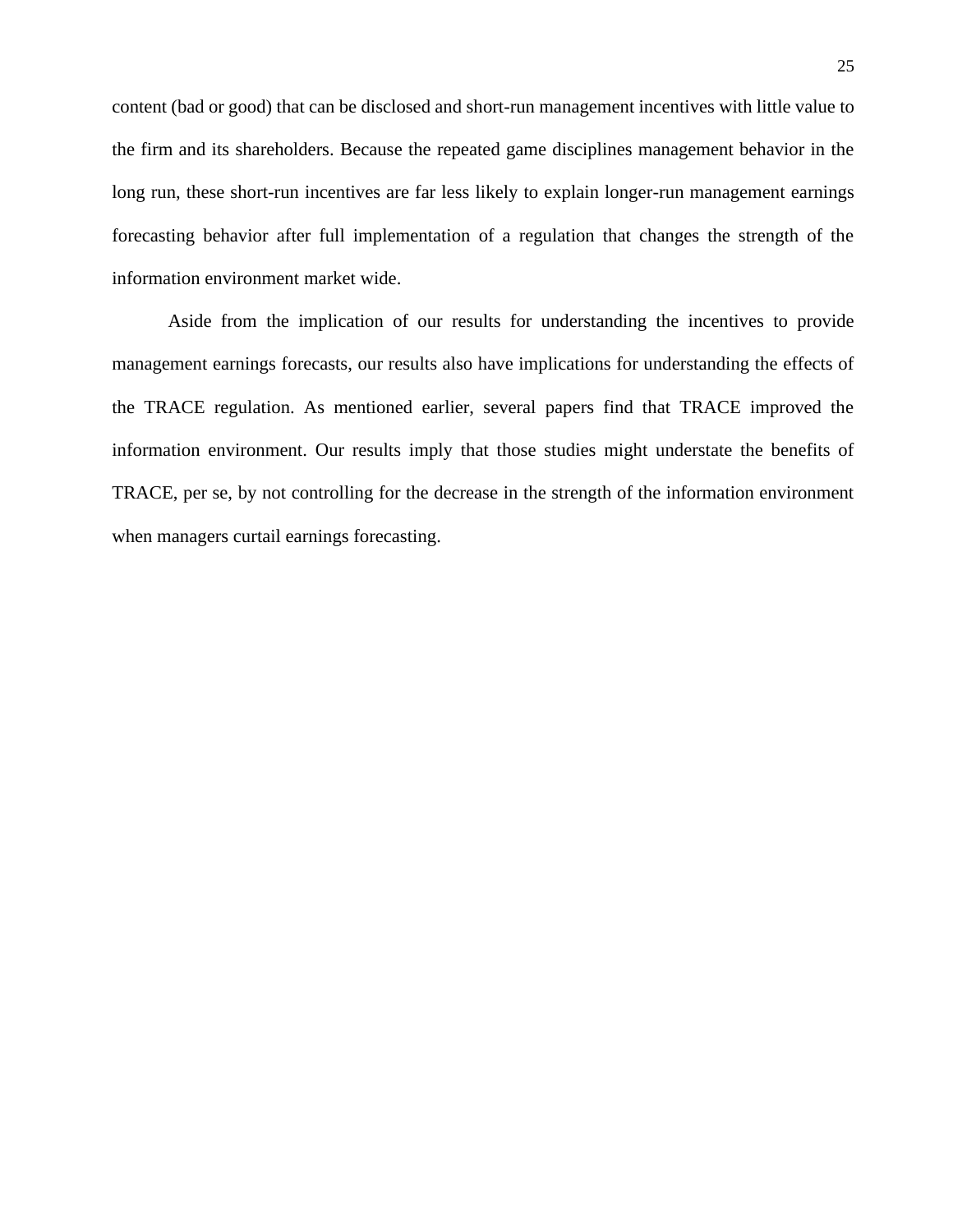content (bad or good) that can be disclosed and short-run management incentives with little value to the firm and its shareholders. Because the repeated game disciplines management behavior in the long run, these short-run incentives are far less likely to explain longer-run management earnings forecasting behavior after full implementation of a regulation that changes the strength of the information environment market wide.

Aside from the implication of our results for understanding the incentives to provide management earnings forecasts, our results also have implications for understanding the effects of the TRACE regulation. As mentioned earlier, several papers find that TRACE improved the information environment. Our results imply that those studies might understate the benefits of TRACE, per se, by not controlling for the decrease in the strength of the information environment when managers curtail earnings forecasting.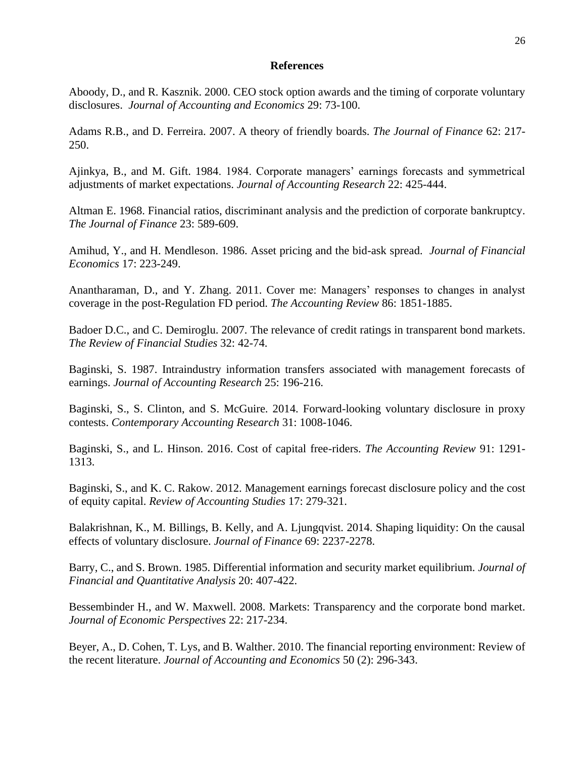**References**

Aboody, D., and R. Kasznik. 2000. CEO stock option awards and the timing of corporate voluntary disclosures. *Journal of Accounting and Economics* 29: 73-100.

Adams R.B., and D. Ferreira. 2007. A theory of friendly boards. *The Journal of Finance* 62: 217-250.

Ajinkya, B., and M. Gift. 1984. 1984. Corporate managers' earnings forecasts and symmetrical adjustments of market expectations. *Journal of Accounting Research* 22: 425-444.

Altman E. 1968. Financial ratios, discriminant analysis and the prediction of corporate bankruptcy. *The Journal of Finance* 23: 589-609.

Amihud, Y., and H. Mendleson. 1986. Asset pricing and the bid-ask spread. *Journal of Financial Economics* 17: 223-249.

Anantharaman, D., and Y. Zhang. 2011. Cover me: Managers' responses to changes in analyst coverage in the post-Regulation FD period. *The Accounting Review* 86: 1851-1885.

Badoer D.C., and C. Demiroglu. 2007. The relevance of credit ratings in transparent bond markets. *The Review of Financial Studies* 32: 42-74.

Baginski, S. 1987. Intraindustry information transfers associated with management forecasts of earnings. *Journal of Accounting Research* 25: 196-216.

Baginski, S., S. Clinton, and S. McGuire. 2014. Forward-looking voluntary disclosure in proxy contests. *Contemporary Accounting Research* 31: 1008-1046.

Baginski, S., and L. Hinson. 2016. Cost of capital free-riders. *The Accounting Review* 91: 1291-1313.

Baginski, S., and K. C. Rakow. 2012. Management earnings forecast disclosure policy and the cost of equity capital. *Review of Accounting Studies* 17: 279-321.

Balakrishnan, K., M. Billings, B. Kelly, and A. Ljungqvist. 2014. Shaping liquidity: On the causal effects of voluntary disclosure. *Journal of Finance* 69: 2237-2278.

Barry, C., and S. Brown. 1985. Differential information and security market equilibrium. *Journal of Financial and Quantitative Analysis* 20: 407-422.

Bessembinder H., and W. Maxwell. 2008. Markets: Transparency and the corporate bond market. *Journal of Economic Perspectives* 22: 217-234.

Beyer, A., D. Cohen, T. Lys, and B. Walther. 2010. The financial reporting environment: Review of the recent literature. *Journal of Accounting and Economics* 50 (2): 296-343.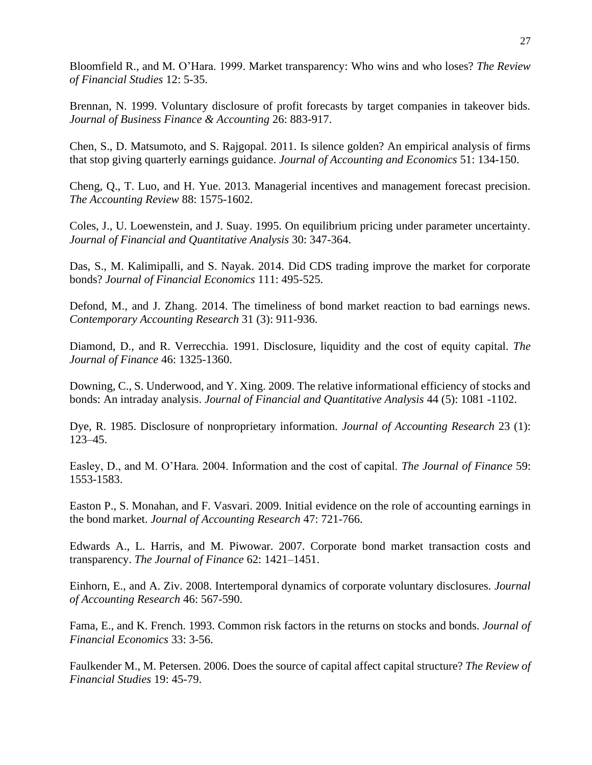Bloomfield R., and M. O'Hara. 1999. Market transparency: Who wins and who loses? *The Review of Financial Studies* 12: 5-35.

Brennan, N. 1999. Voluntary disclosure of profit forecasts by target companies in takeover bids. *Journal of Business Finance & Accounting* 26: 883-917.

Chen, S., D. Matsumoto, and S. Rajgopal. 2011. Is silence golden? An empirical analysis of firms that stop giving quarterly earnings guidance. *Journal of Accounting and Economics* 51: 134-150.

Cheng, Q., T. Luo, and H. Yue. 2013. Managerial incentives and management forecast precision. *The Accounting Review* 88: 1575-1602.

Coles, J., U. Loewenstein, and J. Suay. 1995. On equilibrium pricing under parameter uncertainty. *Journal of Financial and Quantitative Analysis* 30: 347-364.

Das, S., M. Kalimipalli, and S. Nayak. 2014. Did CDS trading improve the market for corporate bonds? *Journal of Financial Economics* 111: 495-525.

Defond, M., and J. Zhang. 2014. The timeliness of bond market reaction to bad earnings news. *Contemporary Accounting Research* 31 (3): 911-936.

Diamond, D., and R. Verrecchia. 1991. Disclosure, liquidity and the cost of equity capital. *The Journal of Finance* 46: 1325-1360.

Downing, C., S. Underwood, and Y. Xing. 2009. The relative informational efficiency of stocks and bonds: An intraday analysis. *Journal of Financial and Quantitative Analysis* 44 (5): 1081 -1102.

Dye, R. 1985. Disclosure of nonproprietary information. *Journal of Accounting Research* 23 (1): 123–45.

Easley, D., and M. O'Hara. 2004. Information and the cost of capital. *The Journal of Finance* 59: 1553-1583.

Easton P., S. Monahan, and F. Vasvari. 2009. Initial evidence on the role of accounting earnings in the bond market. *Journal of Accounting Research* 47: 721-766.

Edwards A., L. Harris, and M. Piwowar. 2007. Corporate bond market transaction costs and transparency. *The Journal of Finance* 62: 1421–1451.

Einhorn, E., and A. Ziv. 2008. Intertemporal dynamics of corporate voluntary disclosures. *Journal of Accounting Research* 46: 567-590.

Fama, E., and K. French. 1993. Common risk factors in the returns on stocks and bonds. *Journal of Financial Economics* 33: 3-56.

Faulkender M., M. Petersen. 2006. Does the source of capital affect capital structure? *The Review of Financial Studies* 19: 45-79.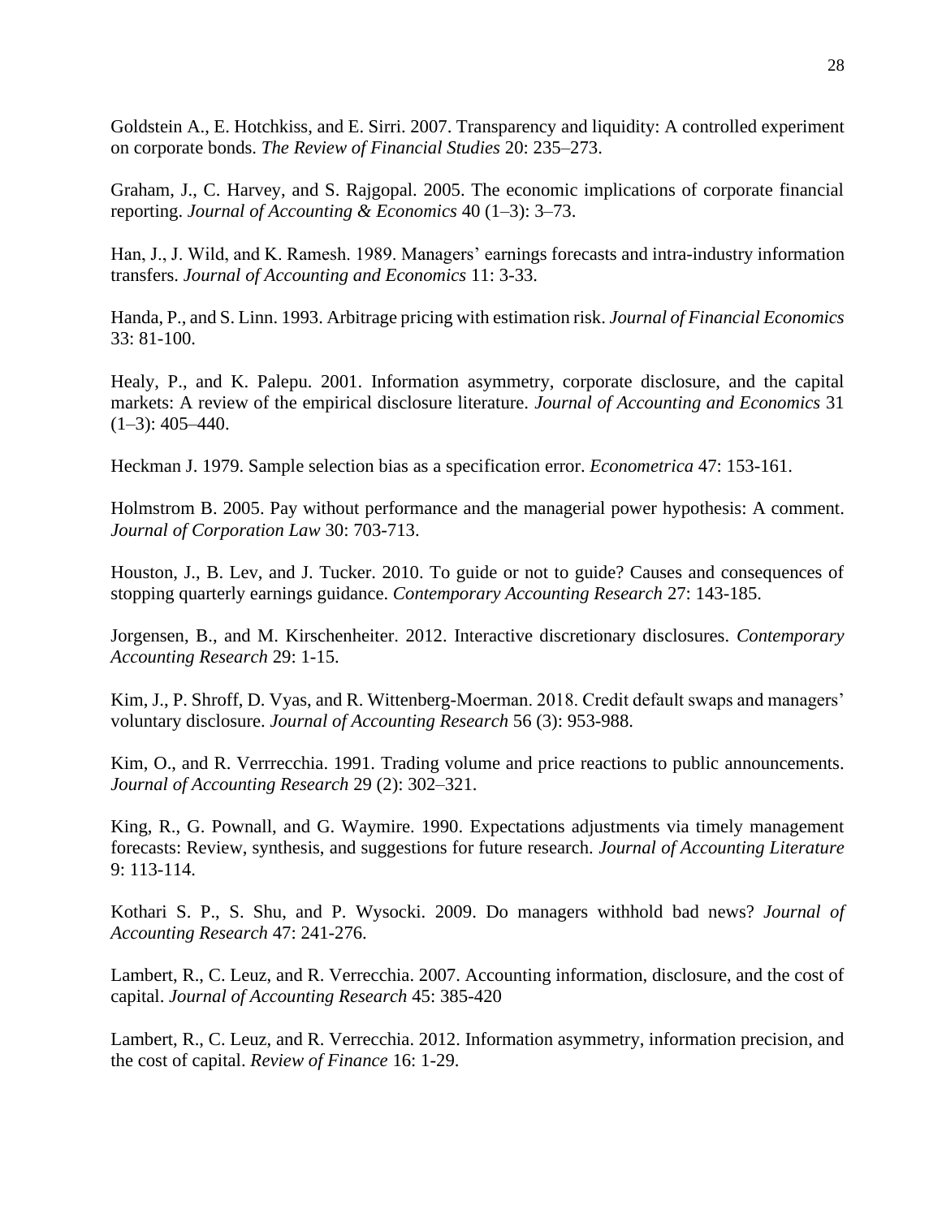Goldstein A., E. Hotchkiss, and E. Sirri. 2007. Transparency and liquidity: A controlled experiment on corporate bonds. *The Review of Financial Studies* 20: 235–273.

Graham, J., C. Harvey, and S. Rajgopal. 2005. The economic implications of corporate financial reporting. *Journal of Accounting & Economics* 40 (1–3): 3–73.

Han, J., J. Wild, and K. Ramesh. 1989. Managers' earnings forecasts and intra-industry information transfers. *Journal of Accounting and Economics* 11: 3-33.

Handa, P., and S. Linn. 1993. Arbitrage pricing with estimation risk. *Journal of Financial Economics* 33: 81-100.

Healy, P., and K. Palepu. 2001. Information asymmetry, corporate disclosure, and the capital markets: A review of the empirical disclosure literature. *Journal of Accounting and Economics* 31 (1–3): 405–440.

Heckman J. 1979. Sample selection bias as a specification error. *Econometrica* 47: 153-161.

Holmstrom B. 2005. Pay without performance and the managerial power hypothesis: A comment. *Journal of Corporation Law* 30: 703-713.

Houston, J., B. Lev, and J. Tucker. 2010. To guide or not to guide? Causes and consequences of stopping quarterly earnings guidance. *Contemporary Accounting Research* 27: 143-185.

Jorgensen, B., and M. Kirschenheiter. 2012. Interactive discretionary disclosures. *Contemporary Accounting Research* 29: 1-15.

Kim, J., P. Shroff, D. Vyas, and R. Wittenberg-Moerman. 2018. Credit default swaps and managers' voluntary disclosure. *Journal of Accounting Research* 56 (3): 953-988.

Kim, O., and R. Verrrecchia. 1991. Trading volume and price reactions to public announcements. *Journal of Accounting Research* 29 (2): 302–321.

King, R., G. Pownall, and G. Waymire. 1990. Expectations adjustments via timely management forecasts: Review, synthesis, and suggestions for future research. *Journal of Accounting Literature* 9: 113-114.

Kothari S. P., S. Shu, and P. Wysocki. 2009. Do managers withhold bad news? *Journal of Accounting Research* 47: 241-276.

Lambert, R., C. Leuz, and R. Verrecchia. 2007. Accounting information, disclosure, and the cost of capital. *Journal of Accounting Research* 45: 385-420

Lambert, R., C. Leuz, and R. Verrecchia. 2012. Information asymmetry, information precision, and the cost of capital. *Review of Finance* 16: 1-29.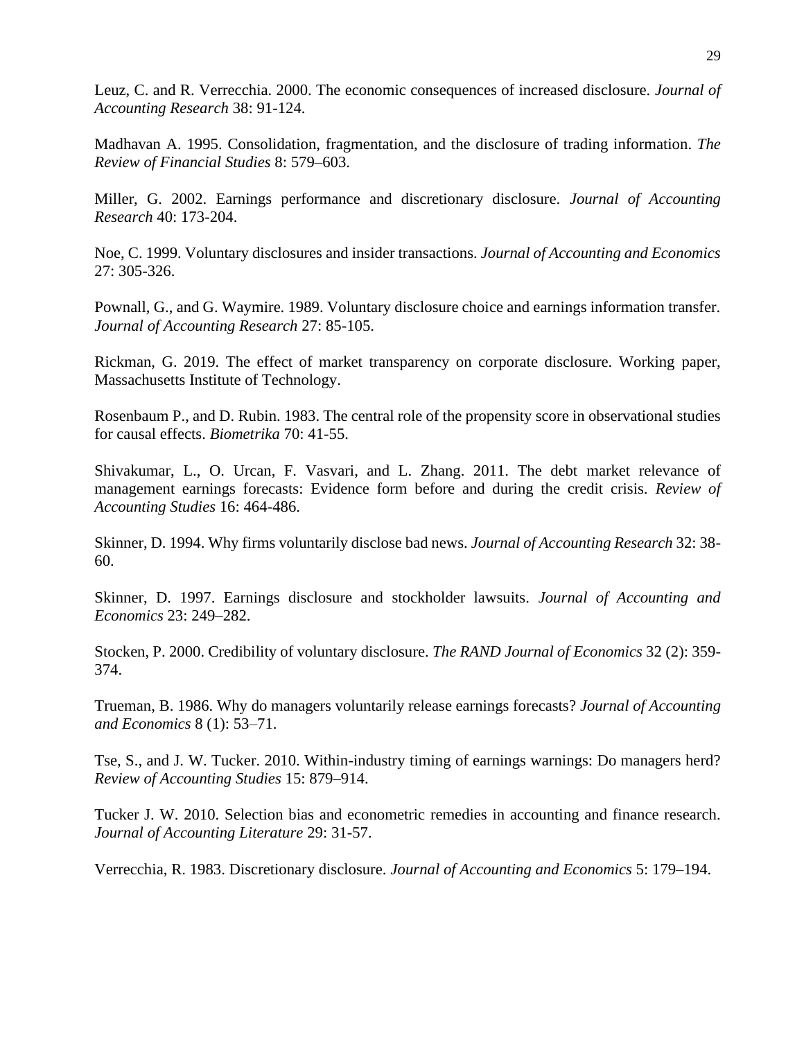Leuz, C. and R. Verrecchia. 2000. The economic consequences of increased disclosure. *Journal of Accounting Research* 38: 91-124.

Madhavan A. 1995. Consolidation, fragmentation, and the disclosure of trading information. *The Review of Financial Studies* 8: 579–603.

Miller, G. 2002. Earnings performance and discretionary disclosure. *Journal of Accounting Research* 40: 173-204.

Noe, C. 1999. Voluntary disclosures and insider transactions. *Journal of Accounting and Economics* 27: 305-326.

Pownall, G., and G. Waymire. 1989. Voluntary disclosure choice and earnings information transfer. *Journal of Accounting Research* 27: 85-105.

Rickman, G. 2019. The effect of market transparency on corporate disclosure. Working paper, Massachusetts Institute of Technology.

Rosenbaum P., and D. Rubin. 1983. The central role of the propensity score in observational studies for causal effects. *Biometrika* 70: 41-55.

Shivakumar, L., O. Urcan, F. Vasvari, and L. Zhang. 2011. The debt market relevance of management earnings forecasts: Evidence form before and during the credit crisis. *Review of Accounting Studies* 16: 464-486.

Skinner, D. 1994. Why firms voluntarily disclose bad news. *Journal of Accounting Research* 32: 38-60.

Skinner, D. 1997. Earnings disclosure and stockholder lawsuits. *Journal of Accounting and Economics* 23: 249–282.

Stocken, P. 2000. Credibility of voluntary disclosure. *The RAND Journal of Economics* 32 (2): 359-374.

Trueman, B. 1986. Why do managers voluntarily release earnings forecasts? *Journal of Accounting and Economics* 8 (1): 53–71.

Tse, S., and J. W. Tucker. 2010. Within-industry timing of earnings warnings: Do managers herd? *Review of Accounting Studies* 15: 879–914.

Tucker J. W. 2010. Selection bias and econometric remedies in accounting and finance research. *Journal of Accounting Literature* 29: 31-57.

Verrecchia, R. 1983. Discretionary disclosure. *Journal of Accounting and Economics* 5: 179–194.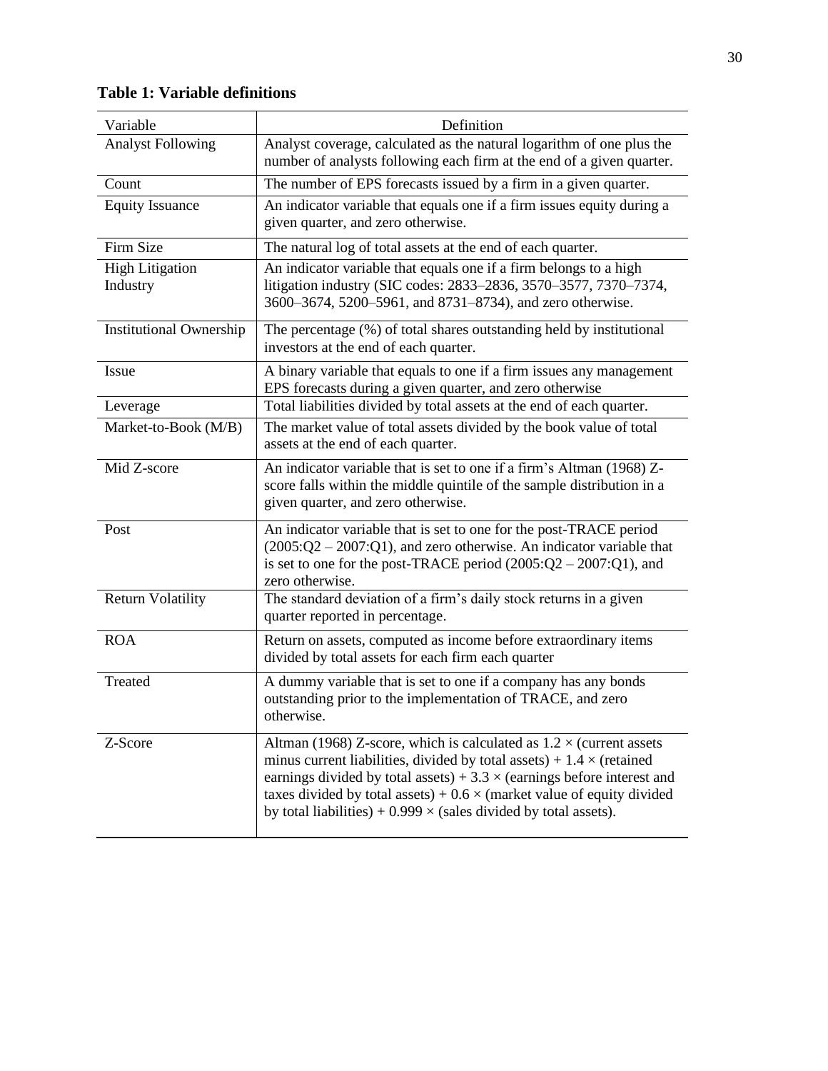**Table 1: Variable definitions**

| Variable | Definition |
|---|---|
| Analyst Following | Analyst coverage, calculated as the natural logarithm of one plus the number of analysts following each firm at the end of a given quarter. |
| Count | The number of EPS forecasts issued by a firm in a given quarter. |
| Equity Issuance | An indicator variable that equals one if a firm issues equity during a given quarter, and zero otherwise. |
| Firm Size | The natural log of total assets at the end of each quarter. |
| High Litigation Industry | An indicator variable that equals one if a firm belongs to a high litigation industry (SIC codes: 2833–2836, 3570–3577, 7370–7374, 3600–3674, 5200–5961, and 8731–8734), and zero otherwise. |
| Institutional Ownership | The percentage (%) of total shares outstanding held by institutional investors at the end of each quarter. |
| Issue | A binary variable that equals to one if a firm issues any management EPS forecasts during a given quarter, and zero otherwise |
| Leverage | Total liabilities divided by total assets at the end of each quarter. |
| Market-to-Book (M/B) | The market value of total assets divided by the book value of total assets at the end of each quarter. |
| Mid Z-score | An indicator variable that is set to one if a firm's Altman (1968) Z-score falls within the middle quintile of the sample distribution in a given quarter, and zero otherwise. |
| Post | An indicator variable that is set to one for the post-TRACE period (2005:Q2 – 2007:Q1), and zero otherwise. An indicator variable that is set to one for the post-TRACE period (2005:Q2 – 2007:Q1), and zero otherwise. |
| Return Volatility | The standard deviation of a firm's daily stock returns in a given quarter reported in percentage. |
| ROA | Return on assets, computed as income before extraordinary items divided by total assets for each firm each quarter |
| Treated | A dummy variable that is set to one if a company has any bonds outstanding prior to the implementation of TRACE, and zero otherwise. |
| Z-Score | Altman (1968) Z-score, which is calculated as $1.2 \times$ (current assets minus current liabilities, divided by total assets) + $1.4 \times$ (retained earnings divided by total assets) + $3.3 \times$ (earnings before interest and taxes divided by total assets) + $0.6 \times$ (market value of equity divided by total liabilities) + $0.999 \times$ (sales divided by total assets). |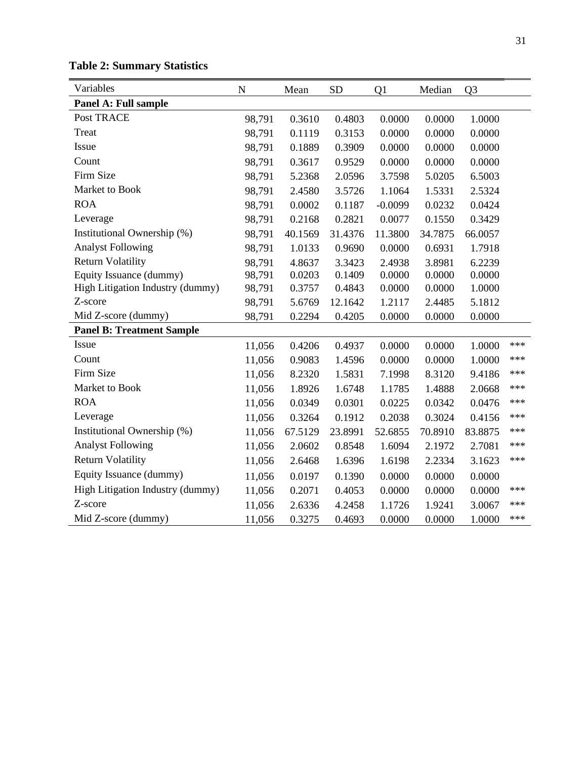**Table 2: Summary Statistics**

| Variables | N | Mean | SD | Q1 | Median | Q3 | |
|---|---|---|---|---|---|---|---|
| **Panel A: Full sample** | | | | | | | |
| Post TRACE | 98,791 | 0.3610 | 0.4803 | 0.0000 | 0.0000 | 1.0000 | |
| Treat | 98,791 | 0.1119 | 0.3153 | 0.0000 | 0.0000 | 0.0000 | |
| Issue | 98,791 | 0.1889 | 0.3909 | 0.0000 | 0.0000 | 0.0000 | |
| Count | 98,791 | 0.3617 | 0.9529 | 0.0000 | 0.0000 | 0.0000 | |
| Firm Size | 98,791 | 5.2368 | 2.0596 | 3.7598 | 5.0205 | 6.5003 | |
| Market to Book | 98,791 | 2.4580 | 3.5726 | 1.1064 | 1.5331 | 2.5324 | |
| ROA | 98,791 | 0.0002 | 0.1187 | -0.0099 | 0.0232 | 0.0424 | |
| Leverage | 98,791 | 0.2168 | 0.2821 | 0.0077 | 0.1550 | 0.3429 | |
| Institutional Ownership (%) | 98,791 | 40.1569 | 31.4376 | 11.3800 | 34.7875 | 66.0057 | |
| Analyst Following | 98,791 | 1.0133 | 0.9690 | 0.0000 | 0.6931 | 1.7918 | |
| Return Volatility | 98,791 | 4.8637 | 3.3423 | 2.4938 | 3.8981 | 6.2239 | |
| Equity Issuance (dummy) | 98,791 | 0.0203 | 0.1409 | 0.0000 | 0.0000 | 0.0000 | |
| High Litigation Industry (dummy) | 98,791 | 0.3757 | 0.4843 | 0.0000 | 0.0000 | 1.0000 | |
| Z-score | 98,791 | 5.6769 | 12.1642 | 1.2117 | 2.4485 | 5.1812 | |
| Mid Z-score (dummy) | 98,791 | 0.2294 | 0.4205 | 0.0000 | 0.0000 | 0.0000 | |
| **Panel B: Treatment Sample** | | | | | | | |
| Issue | 11,056 | 0.4206 | 0.4937 | 0.0000 | 0.0000 | 1.0000 | *** |
| Count | 11,056 | 0.9083 | 1.4596 | 0.0000 | 0.0000 | 1.0000 | *** |
| Firm Size | 11,056 | 8.2320 | 1.5831 | 7.1998 | 8.3120 | 9.4186 | *** |
| Market to Book | 11,056 | 1.8926 | 1.6748 | 1.1785 | 1.4888 | 2.0668 | *** |
| ROA | 11,056 | 0.0349 | 0.0301 | 0.0225 | 0.0342 | 0.0476 | *** |
| Leverage | 11,056 | 0.3264 | 0.1912 | 0.2038 | 0.3024 | 0.4156 | *** |
| Institutional Ownership (%) | 11,056 | 67.5129 | 23.8991 | 52.6855 | 70.8910 | 83.8875 | *** |
| Analyst Following | 11,056 | 2.0602 | 0.8548 | 1.6094 | 2.1972 | 2.7081 | *** |
| Return Volatility | 11,056 | 2.6468 | 1.6396 | 1.6198 | 2.2334 | 3.1623 | *** |
| Equity Issuance (dummy) | 11,056 | 0.0197 | 0.1390 | 0.0000 | 0.0000 | 0.0000 | |
| High Litigation Industry (dummy) | 11,056 | 0.2071 | 0.4053 | 0.0000 | 0.0000 | 0.0000 | *** |
| Z-score | 11,056 | 2.6336 | 4.2458 | 1.1726 | 1.9241 | 3.0067 | *** |
| Mid Z-score (dummy) | 11,056 | 0.3275 | 0.4693 | 0.0000 | 0.0000 | 1.0000 | *** |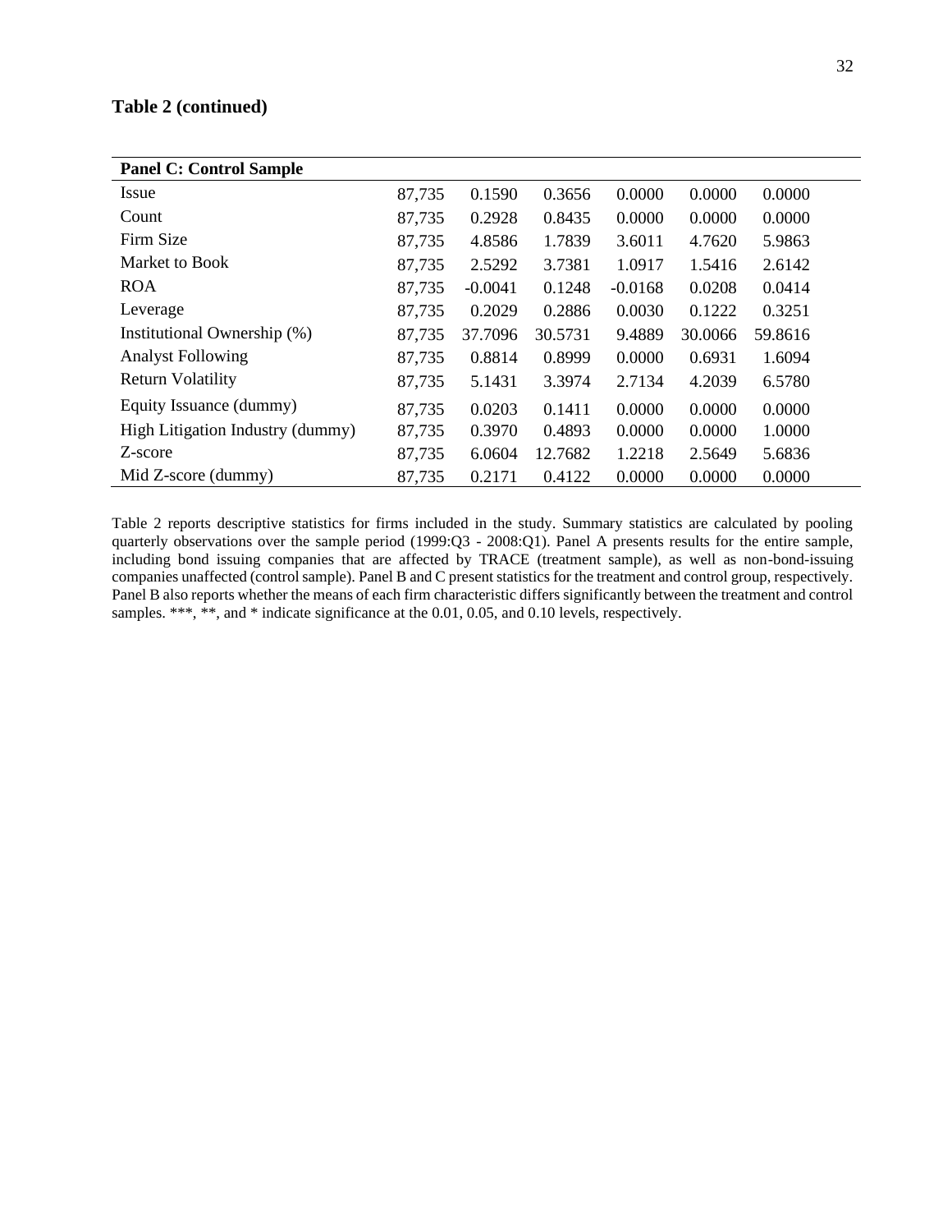### Table 2 (continued)

| Panel C: Control Sample | | | | | | |
|---|---|---|---|---|---|---|
| Issue | 87,735 | 0.1590 | 0.3656 | 0.0000 | 0.0000 | 0.0000 |
| Count | 87,735 | 0.2928 | 0.8435 | 0.0000 | 0.0000 | 0.0000 |
| Firm Size | 87,735 | 4.8586 | 1.7839 | 3.6011 | 4.7620 | 5.9863 |
| Market to Book | 87,735 | 2.5292 | 3.7381 | 1.0917 | 1.5416 | 2.6142 |
| ROA | 87,735 | -0.0041 | 0.1248 | -0.0168 | 0.0208 | 0.0414 |
| Leverage | 87,735 | 0.2029 | 0.2886 | 0.0030 | 0.1222 | 0.3251 |
| Institutional Ownership (%) | 87,735 | 37.7096 | 30.5731 | 9.4889 | 30.0066 | 59.8616 |
| Analyst Following | 87,735 | 0.8814 | 0.8999 | 0.0000 | 0.6931 | 1.6094 |
| Return Volatility | 87,735 | 5.1431 | 3.3974 | 2.7134 | 4.2039 | 6.5780 |
| Equity Issuance (dummy) | 87,735 | 0.0203 | 0.1411 | 0.0000 | 0.0000 | 0.0000 |
| High Litigation Industry (dummy) | 87,735 | 0.3970 | 0.4893 | 0.0000 | 0.0000 | 1.0000 |
| Z-score | 87,735 | 6.0604 | 12.7682 | 1.2218 | 2.5649 | 5.6836 |
| Mid Z-score (dummy) | 87,735 | 0.2171 | 0.4122 | 0.0000 | 0.0000 | 0.0000 |

Table 2 reports descriptive statistics for firms included in the study. Summary statistics are calculated by pooling quarterly observations over the sample period (1999:Q3 - 2008:Q1). Panel A presents results for the entire sample, including bond issuing companies that are affected by TRACE (treatment sample), as well as non-bond-issuing companies unaffected (control sample). Panel B and C present statistics for the treatment and control group, respectively. Panel B also reports whether the means of each firm characteristic differs significantly between the treatment and control samples. ***, **, and * indicate significance at the 0.01, 0.05, and 0.10 levels, respectively.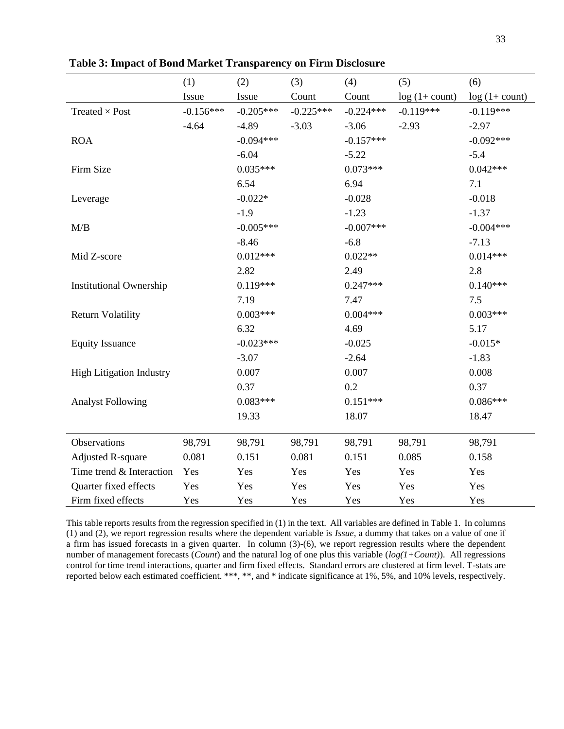**Table 3: Impact of Bond Market Transparency on Firm Disclosure**

| | (1) | (2) | (3) | (4) | (5) | (6) |
|---|---|---|---|---|---|---|
| | Issue | Issue | Count | Count | log (1+ count) | log (1+ count) |
| Treated × Post | -0.156*** | -0.205*** | -0.225*** | -0.224*** | -0.119*** | -0.119*** |
| | -4.64 | -4.89 | -3.03 | -3.06 | -2.93 | -2.97 |
| ROA | | -0.094*** | | -0.157*** | | -0.092*** |
| | | -6.04 | | -5.22 | | -5.4 |
| Firm Size | | 0.035*** | | 0.073*** | | 0.042*** |
| | | 6.54 | | 6.94 | | 7.1 |
| Leverage | | -0.022* | | -0.028 | | -0.018 |
| | | -1.9 | | -1.23 | | -1.37 |
| M/B | | -0.005*** | | -0.007*** | | -0.004*** |
| | | -8.46 | | -6.8 | | -7.13 |
| Mid Z-score | | 0.012*** | | 0.022** | | 0.014*** |
| | | 2.82 | | 2.49 | | 2.8 |
| Institutional Ownership | | 0.119*** | | 0.247*** | | 0.140*** |
| | | 7.19 | | 7.47 | | 7.5 |
| Return Volatility | | 0.003*** | | 0.004*** | | 0.003*** |
| | | 6.32 | | 4.69 | | 5.17 |
| Equity Issuance | | -0.023*** | | -0.025 | | -0.015* |
| | | -3.07 | | -2.64 | | -1.83 |
| High Litigation Industry | | 0.007 | | 0.007 | | 0.008 |
| | | 0.37 | | 0.2 | | 0.37 |
| Analyst Following | | 0.083*** | | 0.151*** | | 0.086*** |
| | | 19.33 | | 18.07 | | 18.47 |
| Observations | 98,791 | 98,791 | 98,791 | 98,791 | 98,791 | 98,791 |
| Adjusted R-square | 0.081 | 0.151 | 0.081 | 0.151 | 0.085 | 0.158 |
| Time trend & Interaction | Yes | Yes | Yes | Yes | Yes | Yes |
| Quarter fixed effects | Yes | Yes | Yes | Yes | Yes | Yes |
| Firm fixed effects | Yes | Yes | Yes | Yes | Yes | Yes |

This table reports results from the regression specified in (1) in the text. All variables are defined in Table 1. In columns (1) and (2), we report regression results where the dependent variable is *Issue*, a dummy that takes on a value of one if a firm has issued forecasts in a given quarter. In column (3)-(6), we report regression results where the dependent number of management forecasts (*Count*) and the natural log of one plus this variable (*log(1+Count)*). All regressions control for time trend interactions, quarter and firm fixed effects. Standard errors are clustered at firm level. T-stats are reported below each estimated coefficient. ***, **, and * indicate significance at 1%, 5%, and 10% levels, respectively.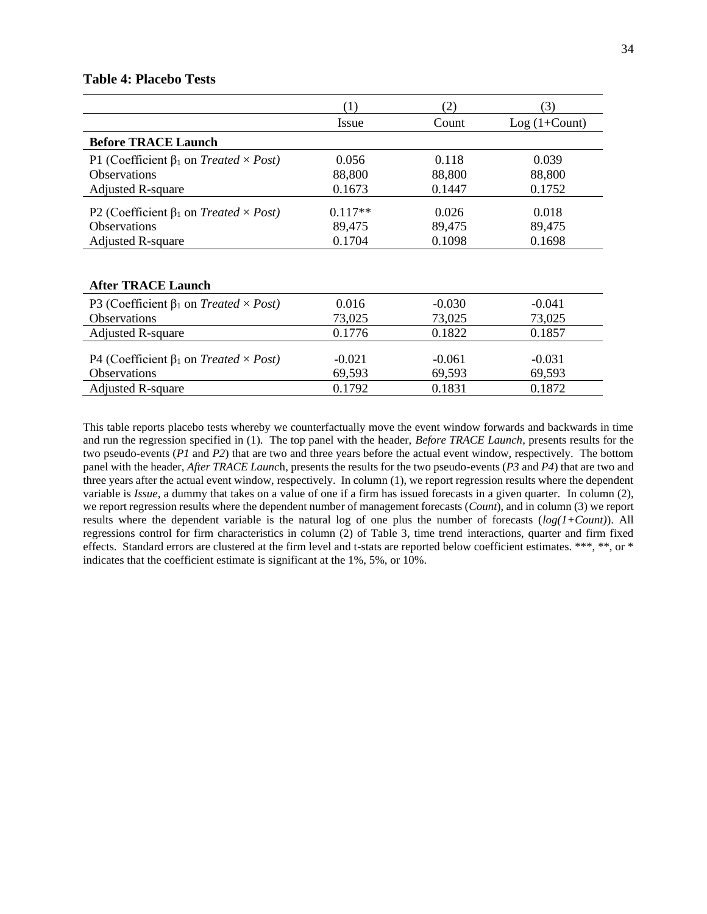**Table 4: Placebo Tests**

| | (1) | (2) | (3) |
|---|---|---|---|
| | Issue | Count | Log (1+Count) |
| **Before TRACE Launch** | | | |
| P1 (Coefficient $\beta_1$ on *Treated × Post)* | 0.056 | 0.118 | 0.039 |
| Observations | 88,800 | 88,800 | 88,800 |
| Adjusted R-square | 0.1673 | 0.1447 | 0.1752 |
| P2 (Coefficient $\beta_1$ on *Treated × Post)* | 0.117** | 0.026 | 0.018 |
| Observations | 89,475 | 89,475 | 89,475 |
| Adjusted R-square | 0.1704 | 0.1098 | 0.1698 |
| **After TRACE Launch** | | | |
| P3 (Coefficient $\beta_1$ on *Treated × Post)* | 0.016 | -0.030 | -0.041 |
| Observations | 73,025 | 73,025 | 73,025 |
| Adjusted R-square | 0.1776 | 0.1822 | 0.1857 |
| P4 (Coefficient $\beta_1$ on *Treated × Post)* | -0.021 | -0.061 | -0.031 |
| Observations | 69,593 | 69,593 | 69,593 |
| Adjusted R-square | 0.1792 | 0.1831 | 0.1872 |

This table reports placebo tests whereby we counterfactually move the event window forwards and backwards in time and run the regression specified in (1). The top panel with the header, *Before TRACE Launch*, presents results for the two pseudo-events (*P1* and *P2*) that are two and three years before the actual event window, respectively. The bottom panel with the header, *After TRACE Launc*h, presents the results for the two pseudo-events (*P3* and *P4*) that are two and three years after the actual event window, respectively. In column (1), we report regression results where the dependent variable is *Issue*, a dummy that takes on a value of one if a firm has issued forecasts in a given quarter. In column (2), we report regression results where the dependent number of management forecasts (*Count*), and in column (3) we report results where the dependent variable is the natural log of one plus the number of forecasts (*log(1+Count)*). All regressions control for firm characteristics in column (2) of Table 3, time trend interactions, quarter and firm fixed effects. Standard errors are clustered at the firm level and t-stats are reported below coefficient estimates. ***, **, or * indicates that the coefficient estimate is significant at the 1%, 5%, or 10%.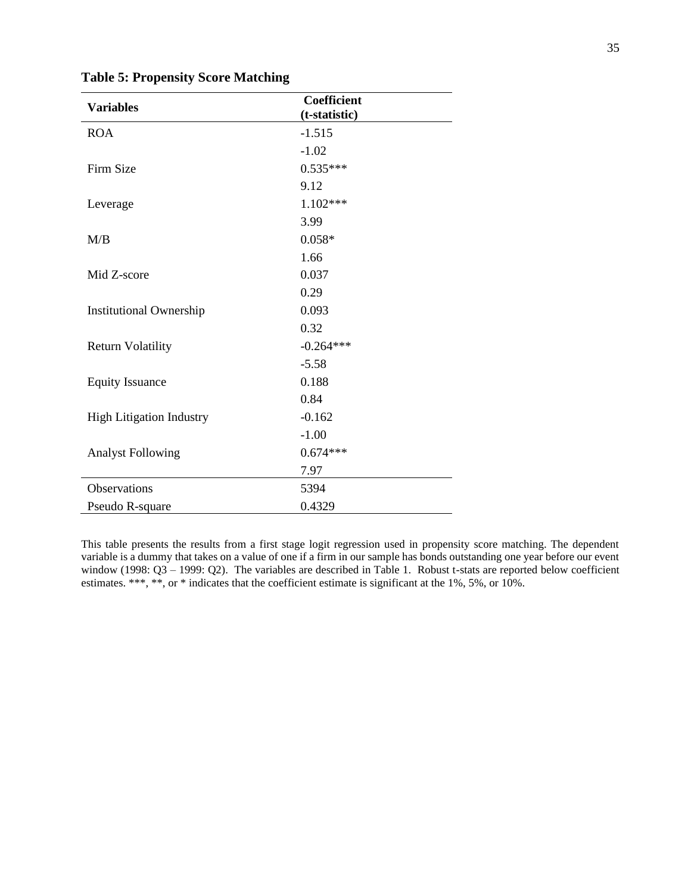**Table 5: Propensity Score Matching**

| Variables | Coefficient (t-statistic) |
|---|---|
| ROA | -1.515 |
| | -1.02 |
| Firm Size | 0.535*** |
| | 9.12 |
| Leverage | 1.102*** |
| | 3.99 |
| M/B | 0.058* |
| | 1.66 |
| Mid Z-score | 0.037 |
| | 0.29 |
| Institutional Ownership | 0.093 |
| | 0.32 |
| Return Volatility | -0.264*** |
| | -5.58 |
| Equity Issuance | 0.188 |
| | 0.84 |
| High Litigation Industry | -0.162 |
| | -1.00 |
| Analyst Following | 0.674*** |
| | 7.97 |
| Observations | 5394 |
| Pseudo R-square | 0.4329 |

This table presents the results from a first stage logit regression used in propensity score matching. The dependent variable is a dummy that takes on a value of one if a firm in our sample has bonds outstanding one year before our event window (1998: Q3 – 1999: Q2). The variables are described in Table 1. Robust t-stats are reported below coefficient estimates. ***, **, or * indicates that the coefficient estimate is significant at the 1%, 5%, or 10%.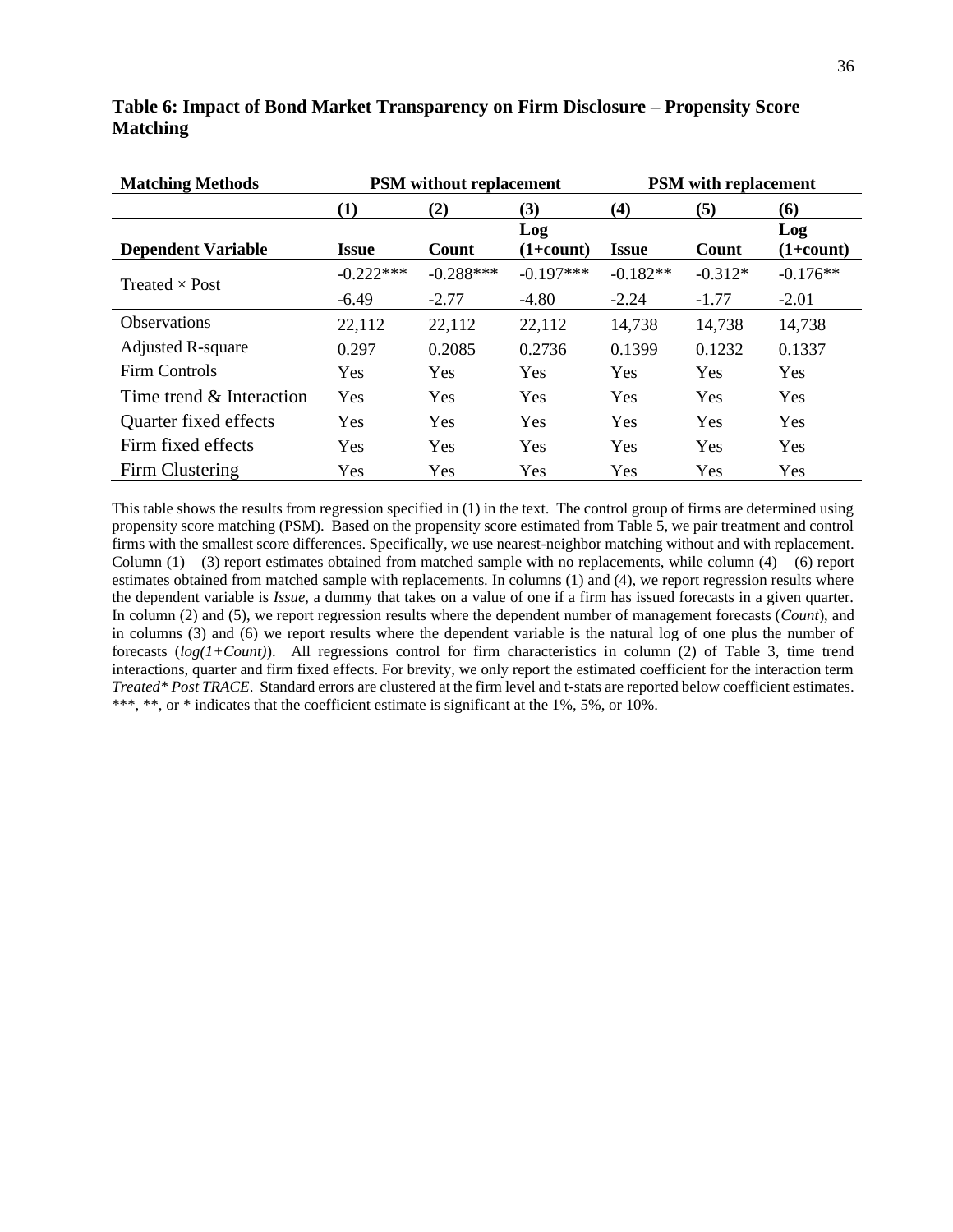**Table 6: Impact of Bond Market Transparency on Firm Disclosure – Propensity Score Matching**

| Matching Methods | PSM without replacement | | | PSM with replacement | | |
|---|---|---|---|---|---|---|
| | (1) | (2) | (3) | (4) | (5) | (6) |
| Dependent Variable | Issue | Count | Log (1+count) | Issue | Count | Log (1+count) |
| Treated × Post | -0.222*** | -0.288*** | -0.197*** | -0.182** | -0.312* | -0.176** |
| | -6.49 | -2.77 | -4.80 | -2.24 | -1.77 | -2.01 |
| Observations | 22,112 | 22,112 | 22,112 | 14,738 | 14,738 | 14,738 |
| Adjusted R-square | 0.297 | 0.2085 | 0.2736 | 0.1399 | 0.1232 | 0.1337 |
| Firm Controls | Yes | Yes | Yes | Yes | Yes | Yes |
| Time trend & Interaction | Yes | Yes | Yes | Yes | Yes | Yes |
| Quarter fixed effects | Yes | Yes | Yes | Yes | Yes | Yes |
| Firm fixed effects | Yes | Yes | Yes | Yes | Yes | Yes |
| Firm Clustering | Yes | Yes | Yes | Yes | Yes | Yes |

This table shows the results from regression specified in (1) in the text. The control group of firms are determined using propensity score matching (PSM). Based on the propensity score estimated from Table 5, we pair treatment and control firms with the smallest score differences. Specifically, we use nearest-neighbor matching without and with replacement. Column (1) – (3) report estimates obtained from matched sample with no replacements, while column (4) – (6) report estimates obtained from matched sample with replacements. In columns (1) and (4), we report regression results where the dependent variable is *Issue*, a dummy that takes on a value of one if a firm has issued forecasts in a given quarter. In column (2) and (5), we report regression results where the dependent number of management forecasts (*Count*), and in columns (3) and (6) we report results where the dependent variable is the natural log of one plus the number of forecasts (*log(1+Count)*). All regressions control for firm characteristics in column (2) of Table 3, time trend interactions, quarter and firm fixed effects. For brevity, we only report the estimated coefficient for the interaction term *Treated\* Post TRACE*. Standard errors are clustered at the firm level and t-stats are reported below coefficient estimates. ***, **, or * indicates that the coefficient estimate is significant at the 1%, 5%, or 10%.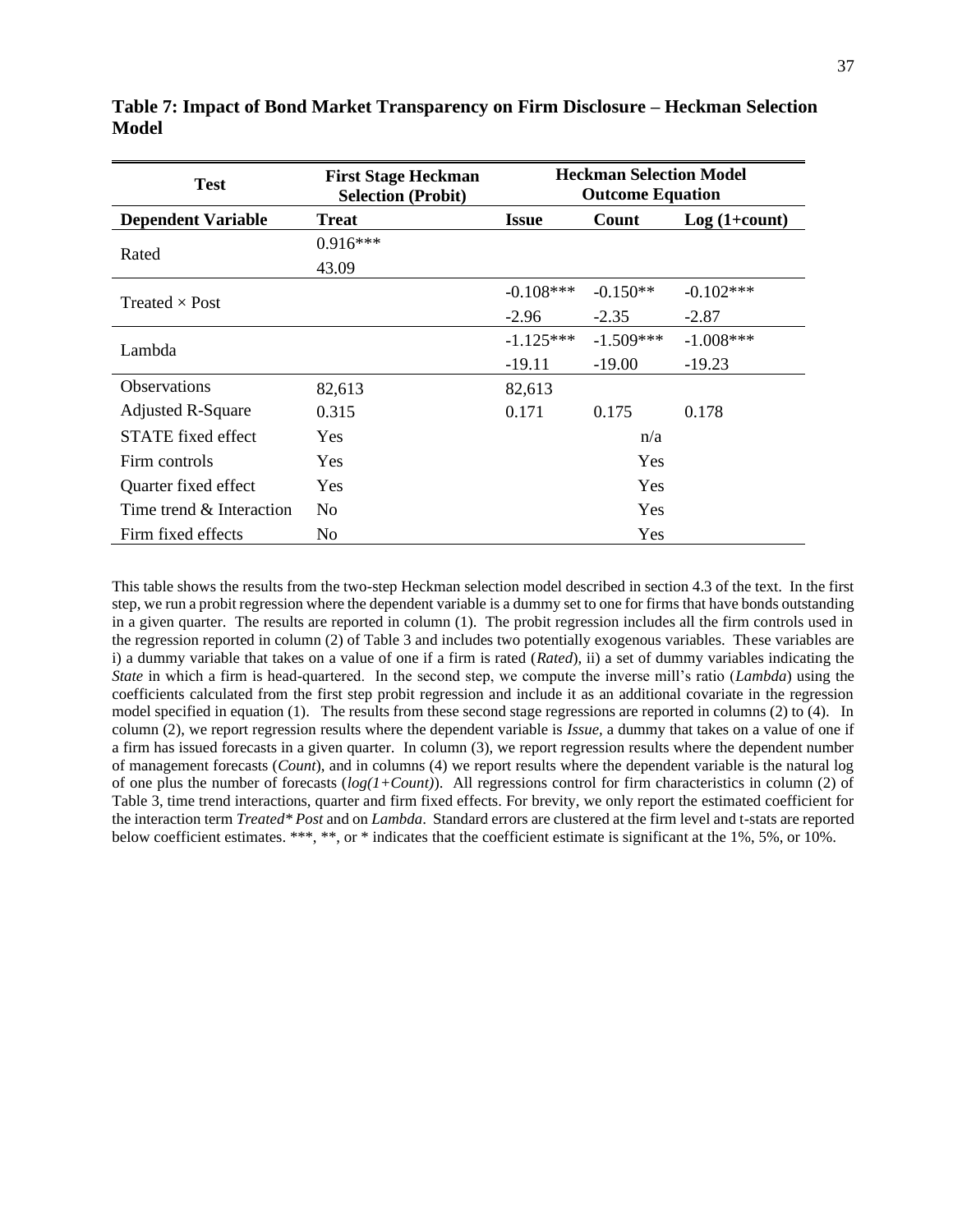**Table 7: Impact of Bond Market Transparency on Firm Disclosure – Heckman Selection Model**

| Test | First Stage Heckman Selection (Probit) | Heckman Selection Model Outcome Equation | | |
|---|---|---|---|---|
| **Dependent Variable** | **Treat** | **Issue** | **Count** | **Log (1+count)** |
| Rated | 0.916*** | | | |
| | 43.09 | | | |
| Treated × Post | | -0.108*** | -0.150** | -0.102*** |
| | | -2.96 | -2.35 | -2.87 |
| Lambda | | -1.125*** | -1.509*** | -1.008*** |
| | | -19.11 | -19.00 | -19.23 |
| Observations | 82,613 | 82,613 | | |
| Adjusted R-Square | 0.315 | 0.171 | 0.175 | 0.178 |
| STATE fixed effect | Yes | | n/a | |
| Firm controls | Yes | | Yes | |
| Quarter fixed effect | Yes | | Yes | |
| Time trend & Interaction | No | | Yes | |
| Firm fixed effects | No | | Yes | |

This table shows the results from the two-step Heckman selection model described in section 4.3 of the text. In the first step, we run a probit regression where the dependent variable is a dummy set to one for firms that have bonds outstanding in a given quarter. The results are reported in column (1). The probit regression includes all the firm controls used in the regression reported in column (2) of Table 3 and includes two potentially exogenous variables. These variables are i) a dummy variable that takes on a value of one if a firm is rated (*Rated*), ii) a set of dummy variables indicating the *State* in which a firm is head-quartered. In the second step, we compute the inverse mill's ratio (*Lambda*) using the coefficients calculated from the first step probit regression and include it as an additional covariate in the regression model specified in equation (1). The results from these second stage regressions are reported in columns (2) to (4). In column (2), we report regression results where the dependent variable is *Issue,* a dummy that takes on a value of one if a firm has issued forecasts in a given quarter. In column (3), we report regression results where the dependent number of management forecasts (*Count*), and in columns (4) we report results where the dependent variable is the natural log of one plus the number of forecasts (*log(1+Count)*). All regressions control for firm characteristics in column (2) of Table 3, time trend interactions, quarter and firm fixed effects. For brevity, we only report the estimated coefficient for the interaction term *Treated\* Post* and on *Lambda*. Standard errors are clustered at the firm level and t-stats are reported below coefficient estimates. ***, **, or * indicates that the coefficient estimate is significant at the 1%, 5%, or 10%.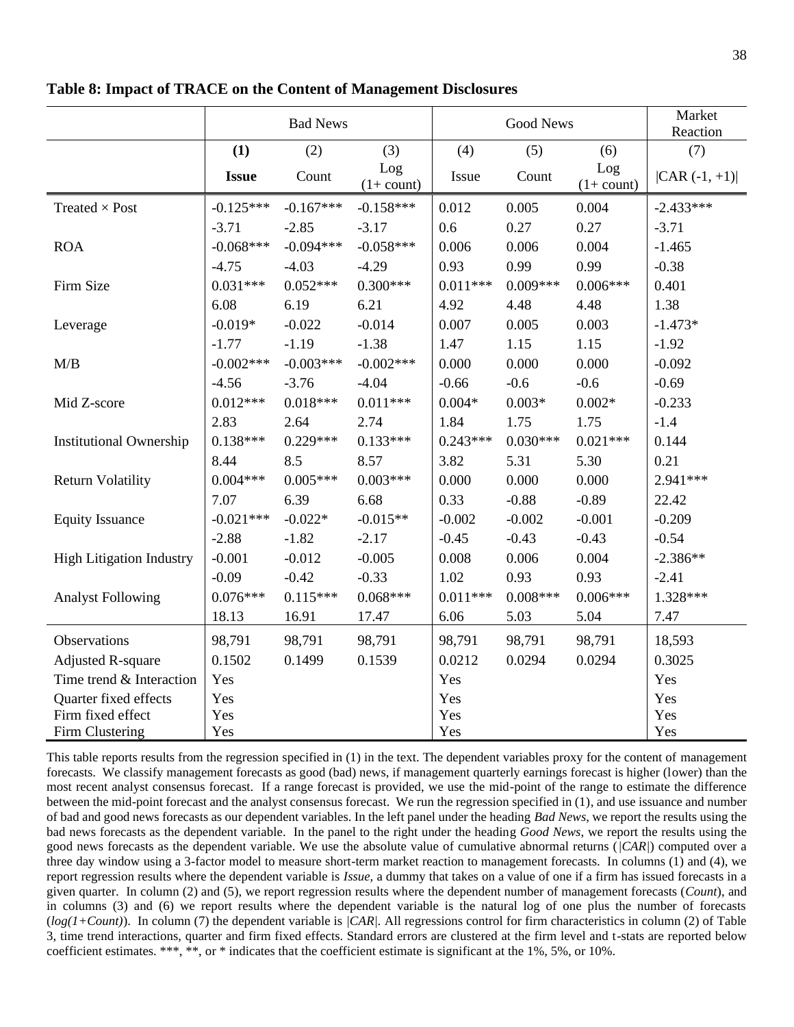**Table 8: Impact of TRACE on the Content of Management Disclosures**

| | Bad News | | | Good News | | | Market Reaction |
|---|---|---|---|---|---|---|---|
| | **(1)** | (2) | (3) | (4) | (5) | (6) | (7) |
| | **Issue** | Count | Log (1+ count) | Issue | Count | Log (1+ count) | \|CAR (-1, +1)\| |
| Treated × Post | -0.125*** | -0.167*** | -0.158*** | 0.012 | 0.005 | 0.004 | -2.433*** |
| | -3.71 | -2.85 | -3.17 | 0.6 | 0.27 | 0.27 | -3.71 |
| ROA | -0.068*** | -0.094*** | -0.058*** | 0.006 | 0.006 | 0.004 | -1.465 |
| | -4.75 | -4.03 | -4.29 | 0.93 | 0.99 | 0.99 | -0.38 |
| Firm Size | 0.031*** | 0.052*** | 0.300*** | 0.011*** | 0.009*** | 0.006*** | 0.401 |
| | 6.08 | 6.19 | 6.21 | 4.92 | 4.48 | 4.48 | 1.38 |
| Leverage | -0.019* | -0.022 | -0.014 | 0.007 | 0.005 | 0.003 | -1.473* |
| | -1.77 | -1.19 | -1.38 | 1.47 | 1.15 | 1.15 | -1.92 |
| M/B | -0.002*** | -0.003*** | -0.002*** | 0.000 | 0.000 | 0.000 | -0.092 |
| | -4.56 | -3.76 | -4.04 | -0.66 | -0.6 | -0.6 | -0.69 |
| Mid Z-score | 0.012*** | 0.018*** | 0.011*** | 0.004* | 0.003* | 0.002* | -0.233 |
| | 2.83 | 2.64 | 2.74 | 1.84 | 1.75 | 1.75 | -1.4 |
| Institutional Ownership | 0.138*** | 0.229*** | 0.133*** | 0.243*** | 0.030*** | 0.021*** | 0.144 |
| | 8.44 | 8.5 | 8.57 | 3.82 | 5.31 | 5.30 | 0.21 |
| Return Volatility | 0.004*** | 0.005*** | 0.003*** | 0.000 | 0.000 | 0.000 | 2.941*** |
| | 7.07 | 6.39 | 6.68 | 0.33 | -0.88 | -0.89 | 22.42 |
| Equity Issuance | -0.021*** | -0.022* | -0.015** | -0.002 | -0.002 | -0.001 | -0.209 |
| | -2.88 | -1.82 | -2.17 | -0.45 | -0.43 | -0.43 | -0.54 |
| High Litigation Industry | -0.001 | -0.012 | -0.005 | 0.008 | 0.006 | 0.004 | -2.386** |
| | -0.09 | -0.42 | -0.33 | 1.02 | 0.93 | 0.93 | -2.41 |
| Analyst Following | 0.076*** | 0.115*** | 0.068*** | 0.011*** | 0.008*** | 0.006*** | 1.328*** |
| | 18.13 | 16.91 | 17.47 | 6.06 | 5.03 | 5.04 | 7.47 |
| Observations | 98,791 | 98,791 | 98,791 | 98,791 | 98,791 | 98,791 | 18,593 |
| Adjusted R-square | 0.1502 | 0.1499 | 0.1539 | 0.0212 | 0.0294 | 0.0294 | 0.3025 |
| Time trend & Interaction | Yes | | | Yes | | | Yes |
| Quarter fixed effects | Yes | | | Yes | | | Yes |
| Firm fixed effect | Yes | | | Yes | | | Yes |
| Firm Clustering | Yes | | | Yes | | | Yes |

This table reports results from the regression specified in (1) in the text. The dependent variables proxy for the content of management forecasts. We classify management forecasts as good (bad) news, if management quarterly earnings forecast is higher (lower) than the most recent analyst consensus forecast. If a range forecast is provided, we use the mid-point of the range to estimate the difference between the mid-point forecast and the analyst consensus forecast. We run the regression specified in (1), and use issuance and number of bad and good news forecasts as our dependent variables. In the left panel under the heading *Bad News*, we report the results using the bad news forecasts as the dependent variable. In the panel to the right under the heading *Good News*, we report the results using the good news forecasts as the dependent variable. We use the absolute value of cumulative abnormal returns (|*CAR*|) computed over a three day window using a 3-factor model to measure short-term market reaction to management forecasts. In columns (1) and (4), we report regression results where the dependent variable is *Issue,* a dummy that takes on a value of one if a firm has issued forecasts in a given quarter. In column (2) and (5), we report regression results where the dependent number of management forecasts (*Count*), and in columns (3) and (6) we report results where the dependent variable is the natural log of one plus the number of forecasts (*log(1+Count)*). In column (7) the dependent variable is |*CAR*|. All regressions control for firm characteristics in column (2) of Table 3, time trend interactions, quarter and firm fixed effects. Standard errors are clustered at the firm level and t-stats are reported below coefficient estimates. ***, **, or * indicates that the coefficient estimate is significant at the 1%, 5%, or 10%.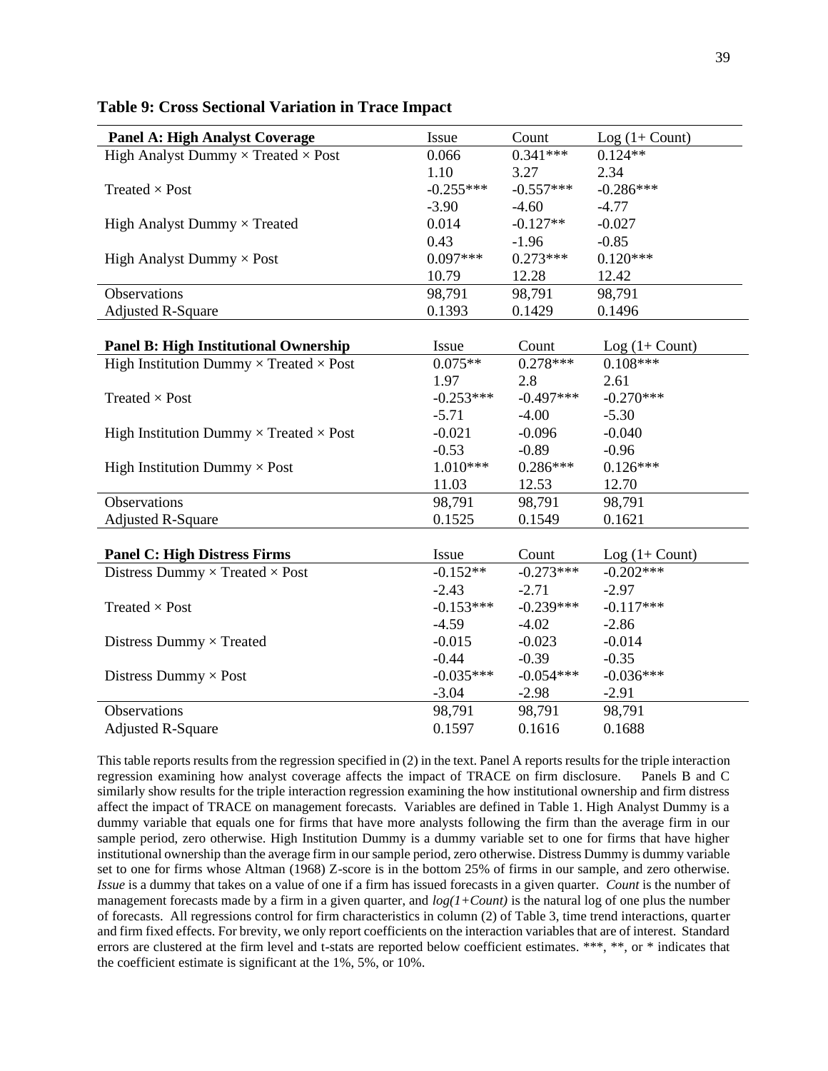**Table 9: Cross Sectional Variation in Trace Impact**

| **Panel A: High Analyst Coverage** | Issue | Count | Log (1+ Count) |
|---|---|---|---|
| High Analyst Dummy × Treated × Post | 0.066 | 0.341*** | 0.124** |
| | 1.10 | 3.27 | 2.34 |
| Treated × Post | -0.255*** | -0.557*** | -0.286*** |
| | -3.90 | -4.60 | -4.77 |
| High Analyst Dummy × Treated | 0.014 | -0.127** | -0.027 |
| | 0.43 | -1.96 | -0.85 |
| High Analyst Dummy × Post | 0.097*** | 0.273*** | 0.120*** |
| | 10.79 | 12.28 | 12.42 |
| Observations | 98,791 | 98,791 | 98,791 |
| Adjusted R-Square | 0.1393 | 0.1429 | 0.1496 |

| **Panel B: High Institutional Ownership** | Issue | Count | Log (1+ Count) |
|---|---|---|---|
| High Institution Dummy × Treated × Post | 0.075** | 0.278*** | 0.108*** |
| | 1.97 | 2.8 | 2.61 |
| Treated × Post | -0.253*** | -0.497*** | -0.270*** |
| | -5.71 | -4.00 | -5.30 |
| High Institution Dummy × Treated × Post | -0.021 | -0.096 | -0.040 |
| | -0.53 | -0.89 | -0.96 |
| High Institution Dummy × Post | 1.010*** | 0.286*** | 0.126*** |
| | 11.03 | 12.53 | 12.70 |
| Observations | 98,791 | 98,791 | 98,791 |
| Adjusted R-Square | 0.1525 | 0.1549 | 0.1621 |

| **Panel C: High Distress Firms** | Issue | Count | Log (1+ Count) |
|---|---|---|---|
| Distress Dummy × Treated × Post | -0.152** | -0.273*** | -0.202*** |
| | -2.43 | -2.71 | -2.97 |
| Treated × Post | -0.153*** | -0.239*** | -0.117*** |
| | -4.59 | -4.02 | -2.86 |
| Distress Dummy × Treated | -0.015 | -0.023 | -0.014 |
| | -0.44 | -0.39 | -0.35 |
| Distress Dummy × Post | -0.035*** | -0.054*** | -0.036*** |
| | -3.04 | -2.98 | -2.91 |
| Observations | 98,791 | 98,791 | 98,791 |
| Adjusted R-Square | 0.1597 | 0.1616 | 0.1688 |

This table reports results from the regression specified in (2) in the text. Panel A reports results for the triple interaction regression examining how analyst coverage affects the impact of TRACE on firm disclosure. Panels B and C similarly show results for the triple interaction regression examining the how institutional ownership and firm distress affect the impact of TRACE on management forecasts. Variables are defined in Table 1. High Analyst Dummy is a dummy variable that equals one for firms that have more analysts following the firm than the average firm in our sample period, zero otherwise. High Institution Dummy is a dummy variable set to one for firms that have higher institutional ownership than the average firm in our sample period, zero otherwise. Distress Dummy is dummy variable set to one for firms whose Altman (1968) Z-score is in the bottom 25% of firms in our sample, and zero otherwise. *Issue* is a dummy that takes on a value of one if a firm has issued forecasts in a given quarter. *Count* is the number of management forecasts made by a firm in a given quarter, and *log(1+Count)* is the natural log of one plus the number of forecasts. All regressions control for firm characteristics in column (2) of Table 3, time trend interactions, quarter and firm fixed effects. For brevity, we only report coefficients on the interaction variables that are of interest. Standard errors are clustered at the firm level and t-stats are reported below coefficient estimates. ***, **, or * indicates that the coefficient estimate is significant at the 1%, 5%, or 10%.